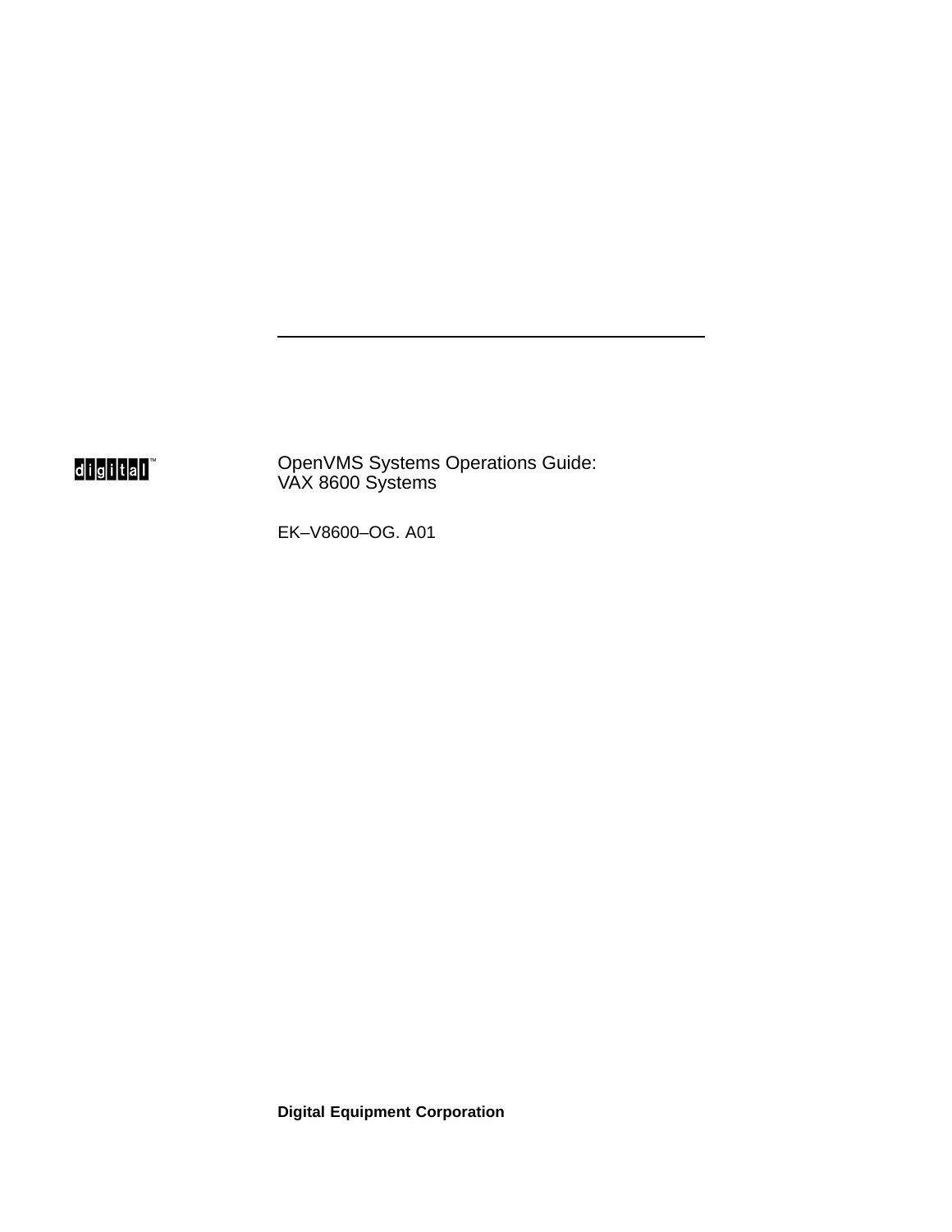digital™

# OpenVMS Systems Operations Guide: VAX 8600 Systems

EK–V8600–OG. A01

**Digital Equipment Corporation**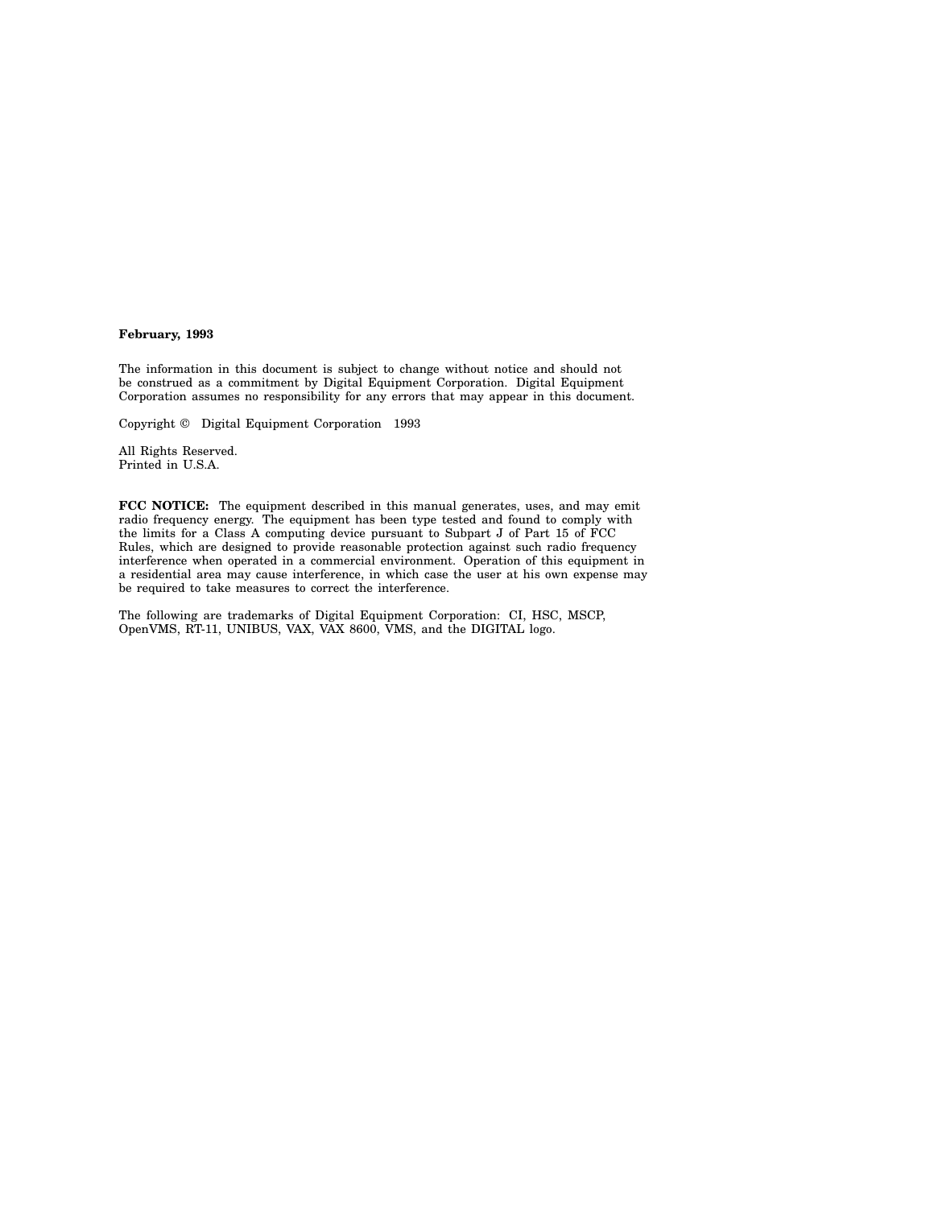**February, 1993**

The information in this document is subject to change without notice and should not be construed as a commitment by Digital Equipment Corporation. Digital Equipment Corporation assumes no responsibility for any errors that may appear in this document.

Copyright © Digital Equipment Corporation 1993

All Rights Reserved.
Printed in U.S.A.

**FCC NOTICE:** The equipment described in this manual generates, uses, and may emit radio frequency energy. The equipment has been type tested and found to comply with the limits for a Class A computing device pursuant to Subpart J of Part 15 of FCC Rules, which are designed to provide reasonable protection against such radio frequency interference when operated in a commercial environment. Operation of this equipment in a residential area may cause interference, in which case the user at his own expense may be required to take measures to correct the interference.

The following are trademarks of Digital Equipment Corporation: CI, HSC, MSCP, OpenVMS, RT-11, UNIBUS, VAX, VAX 8600, VMS, and the DIGITAL logo.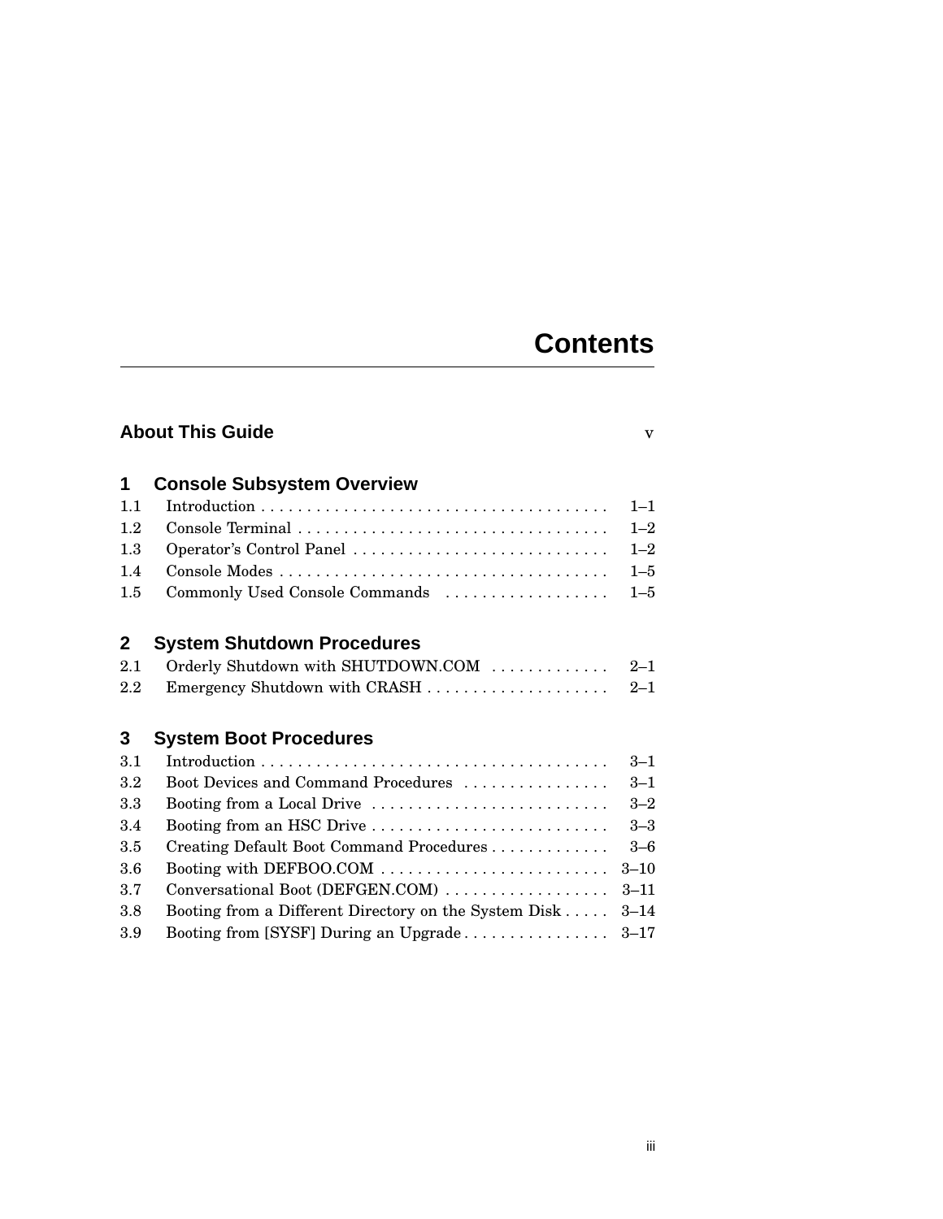# Contents

**About This Guide** v

## 1 Console Subsystem Overview

1.1 Introduction . . . . . . . . . . . . . . . . . . . . . . . . . . . . . . . . . . . . . . 1–1
1.2 Console Terminal . . . . . . . . . . . . . . . . . . . . . . . . . . . . . . . . . . 1–2
1.3 Operator’s Control Panel . . . . . . . . . . . . . . . . . . . . . . . . . . . . 1–2
1.4 Console Modes . . . . . . . . . . . . . . . . . . . . . . . . . . . . . . . . . . . . 1–5
1.5 Commonly Used Console Commands . . . . . . . . . . . . . . . . . . 1–5

## 2 System Shutdown Procedures

2.1 Orderly Shutdown with SHUTDOWN.COM . . . . . . . . . . . . . 2–1
2.2 Emergency Shutdown with CRASH . . . . . . . . . . . . . . . . . . . . 2–1

## 3 System Boot Procedures

3.1 Introduction . . . . . . . . . . . . . . . . . . . . . . . . . . . . . . . . . . . . . . 3–1
3.2 Boot Devices and Command Procedures . . . . . . . . . . . . . . . . 3–1
3.3 Booting from a Local Drive . . . . . . . . . . . . . . . . . . . . . . . . . . 3–2
3.4 Booting from an HSC Drive . . . . . . . . . . . . . . . . . . . . . . . . . . 3–3
3.5 Creating Default Boot Command Procedures . . . . . . . . . . . . . 3–6
3.6 Booting with DEFBOO.COM . . . . . . . . . . . . . . . . . . . . . . . . . 3–10
3.7 Conversational Boot (DEFGEN.COM) . . . . . . . . . . . . . . . . . . 3–11
3.8 Booting from a Different Directory on the System Disk . . . . . 3–14
3.9 Booting from [SYSF] During an Upgrade . . . . . . . . . . . . . . . . 3–17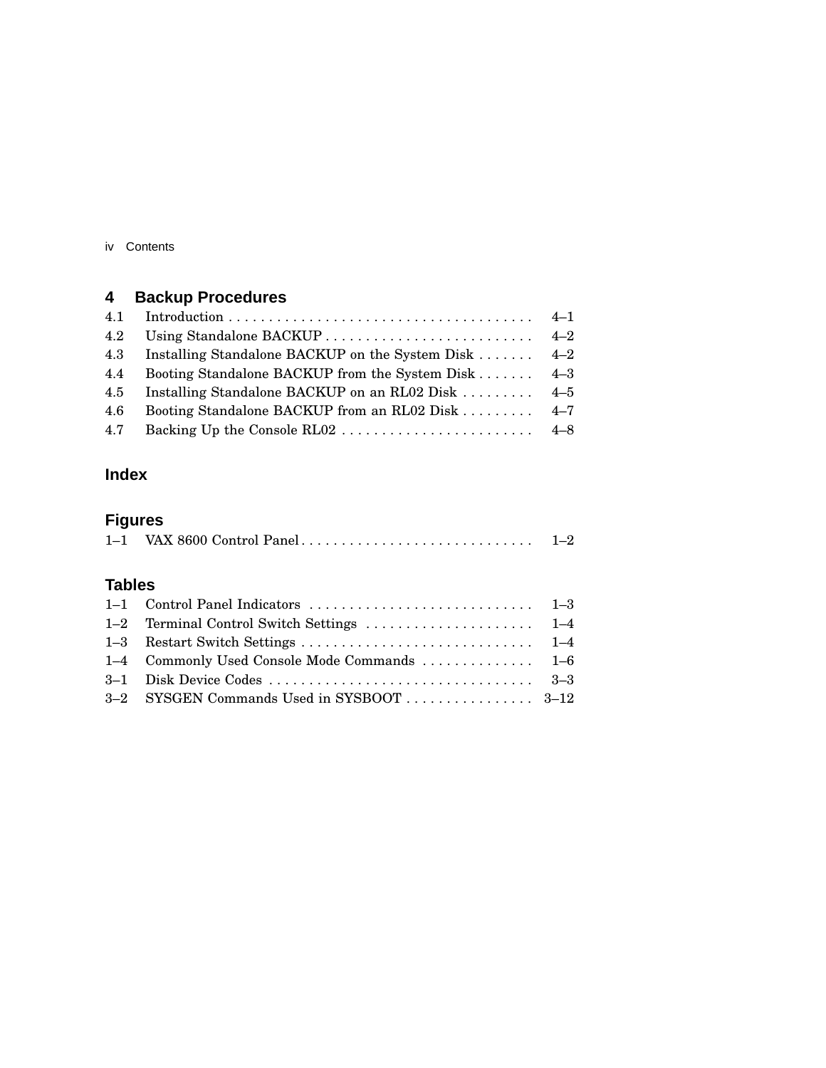## 4 Backup Procedures

| | | |
|---|---|---|
| 4.1 | Introduction | 4–1 |
| 4.2 | Using Standalone BACKUP | 4–2 |
| 4.3 | Installing Standalone BACKUP on the System Disk | 4–2 |
| 4.4 | Booting Standalone BACKUP from the System Disk | 4–3 |
| 4.5 | Installing Standalone BACKUP on an RL02 Disk | 4–5 |
| 4.6 | Booting Standalone BACKUP from an RL02 Disk | 4–7 |
| 4.7 | Backing Up the Console RL02 | 4–8 |

## Index

## Figures

| | | |
|---|---|---|
| 1–1 | VAX 8600 Control Panel | 1–2 |

## Tables

| | | |
|---|---|---|
| 1–1 | Control Panel Indicators | 1–3 |
| 1–2 | Terminal Control Switch Settings | 1–4 |
| 1–3 | Restart Switch Settings | 1–4 |
| 1–4 | Commonly Used Console Mode Commands | 1–6 |
| 3–1 | Disk Device Codes | 3–3 |
| 3–2 | SYSGEN Commands Used in SYSBOOT | 3–12 |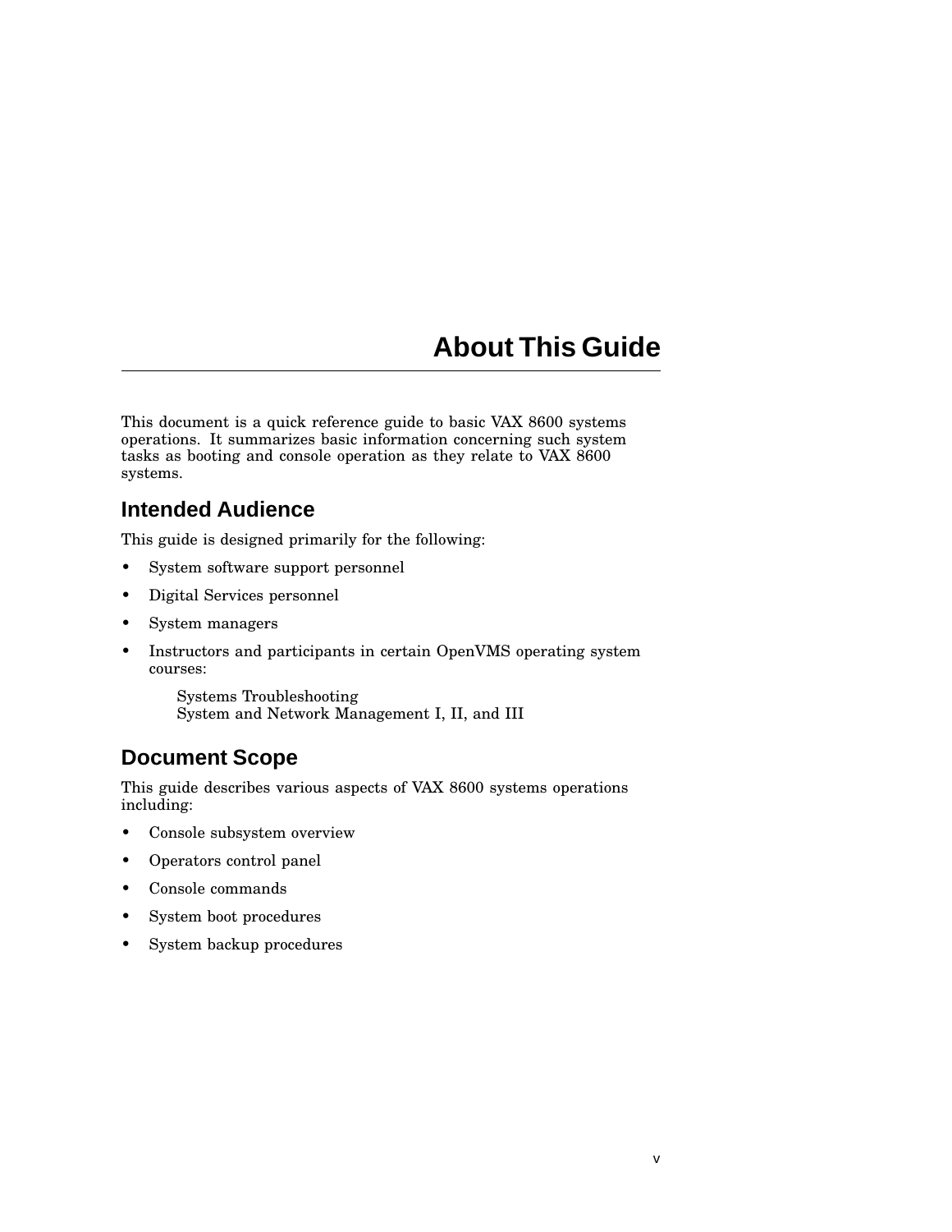# About This Guide

This document is a quick reference guide to basic VAX 8600 systems operations. It summarizes basic information concerning such system tasks as booting and console operation as they relate to VAX 8600 systems.

## Intended Audience

This guide is designed primarily for the following:

- System software support personnel
- Digital Services personnel
- System managers
- Instructors and participants in certain OpenVMS operating system courses:

  Systems Troubleshooting
  System and Network Management I, II, and III

## Document Scope

This guide describes various aspects of VAX 8600 systems operations including:

- Console subsystem overview
- Operators control panel
- Console commands
- System boot procedures
- System backup procedures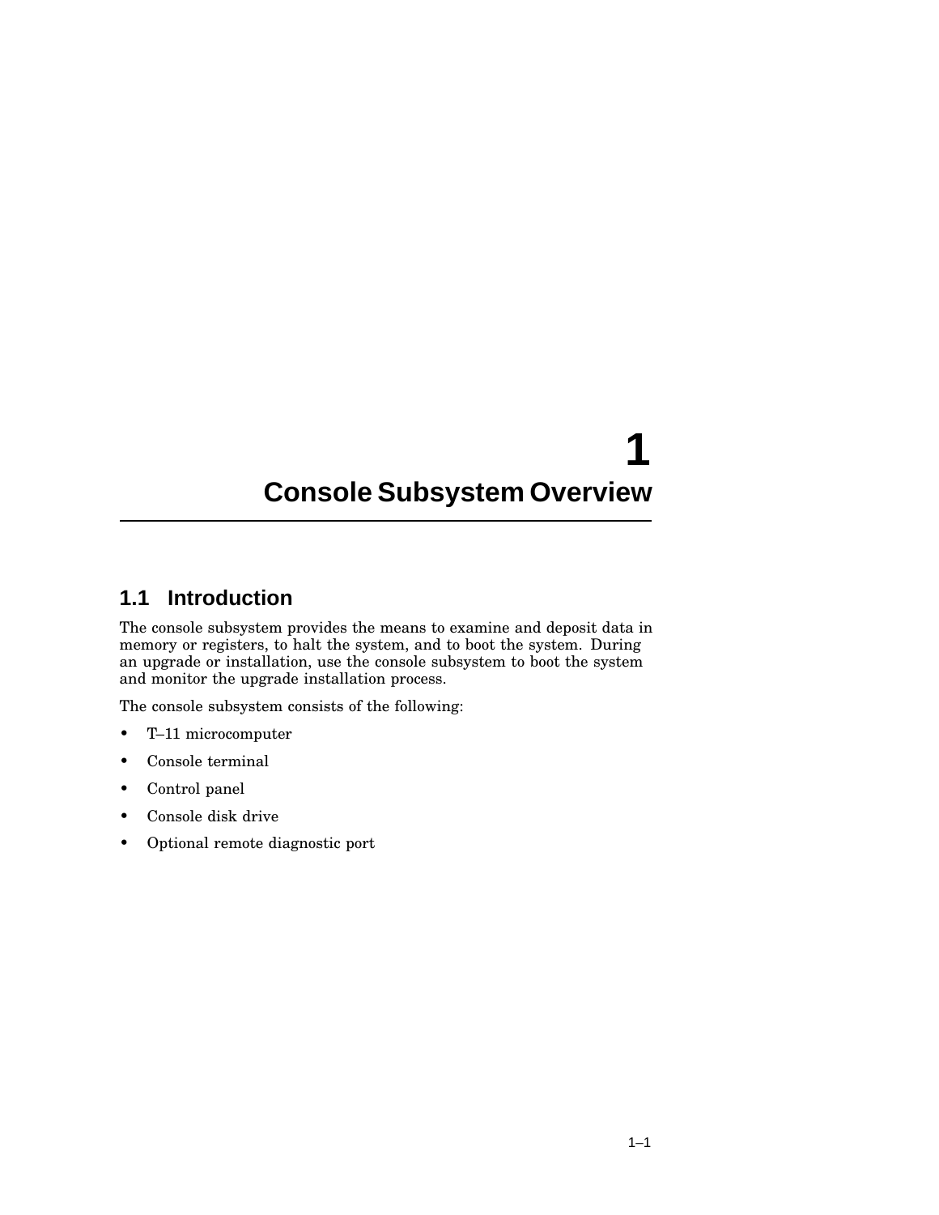# 1 Console Subsystem Overview

## 1.1 Introduction

The console subsystem provides the means to examine and deposit data in memory or registers, to halt the system, and to boot the system. During an upgrade or installation, use the console subsystem to boot the system and monitor the upgrade installation process.

The console subsystem consists of the following:

- T–11 microcomputer
- Console terminal
- Control panel
- Console disk drive
- Optional remote diagnostic port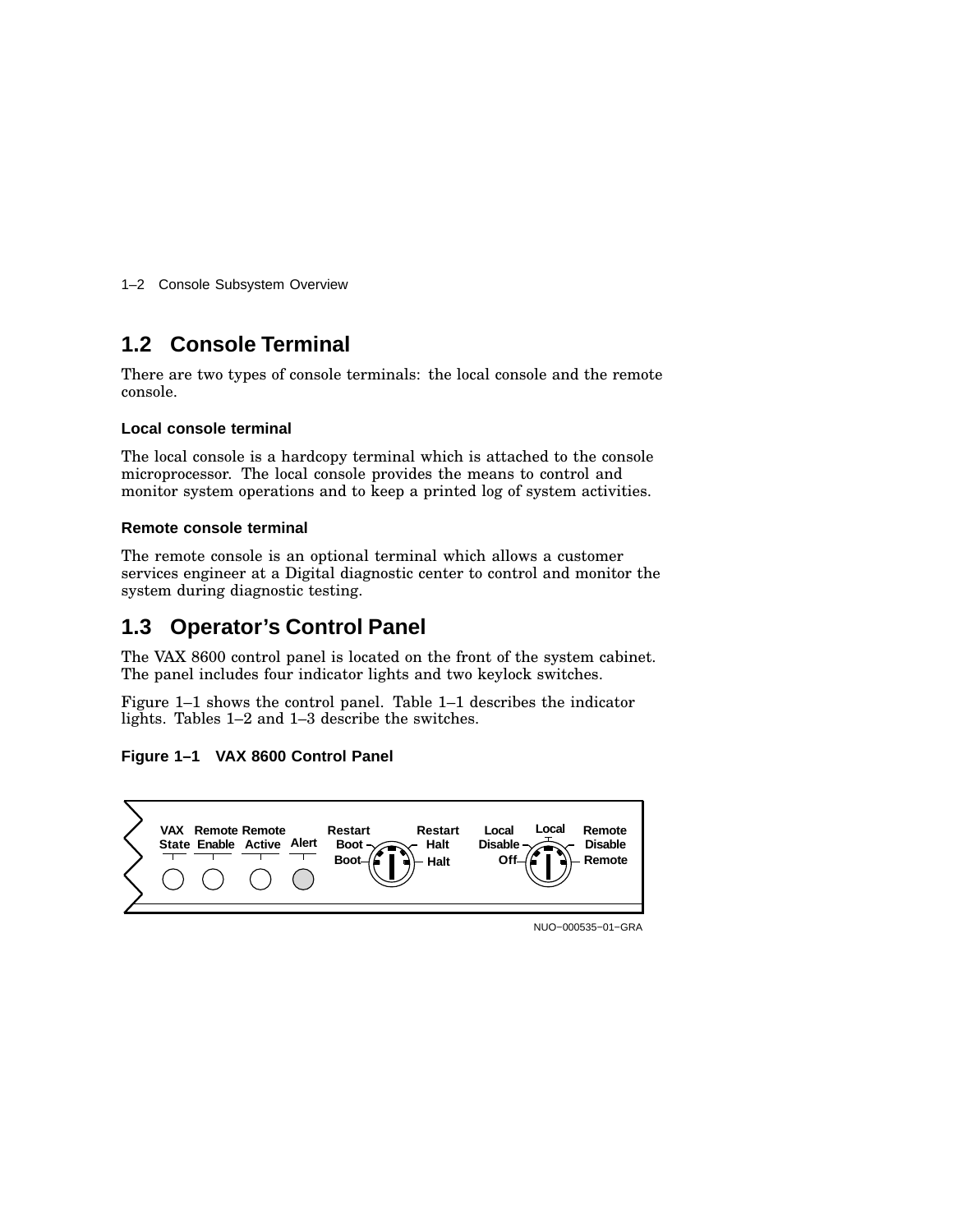## 1.2 Console Terminal

There are two types of console terminals: the local console and the remote console.

### Local console terminal

The local console is a hardcopy terminal which is attached to the console microprocessor. The local console provides the means to control and monitor system operations and to keep a printed log of system activities.

### Remote console terminal

The remote console is an optional terminal which allows a customer services engineer at a Digital diagnostic center to control and monitor the system during diagnostic testing.

## 1.3 Operator's Control Panel

The VAX 8600 control panel is located on the front of the system cabinet. The panel includes four indicator lights and two keylock switches.

Figure 1–1 shows the control panel. Table 1–1 describes the indicator lights. Tables 1–2 and 1–3 describe the switches.

**Figure 1–1 VAX 8600 Control Panel**

VAX State | Remote Enable | Remote Active | Alert | Restart Boot | Boot | Restart Halt | Halt | Local Disable | Off | Local | Remote Disable | Remote

NUO–000535–01–GRA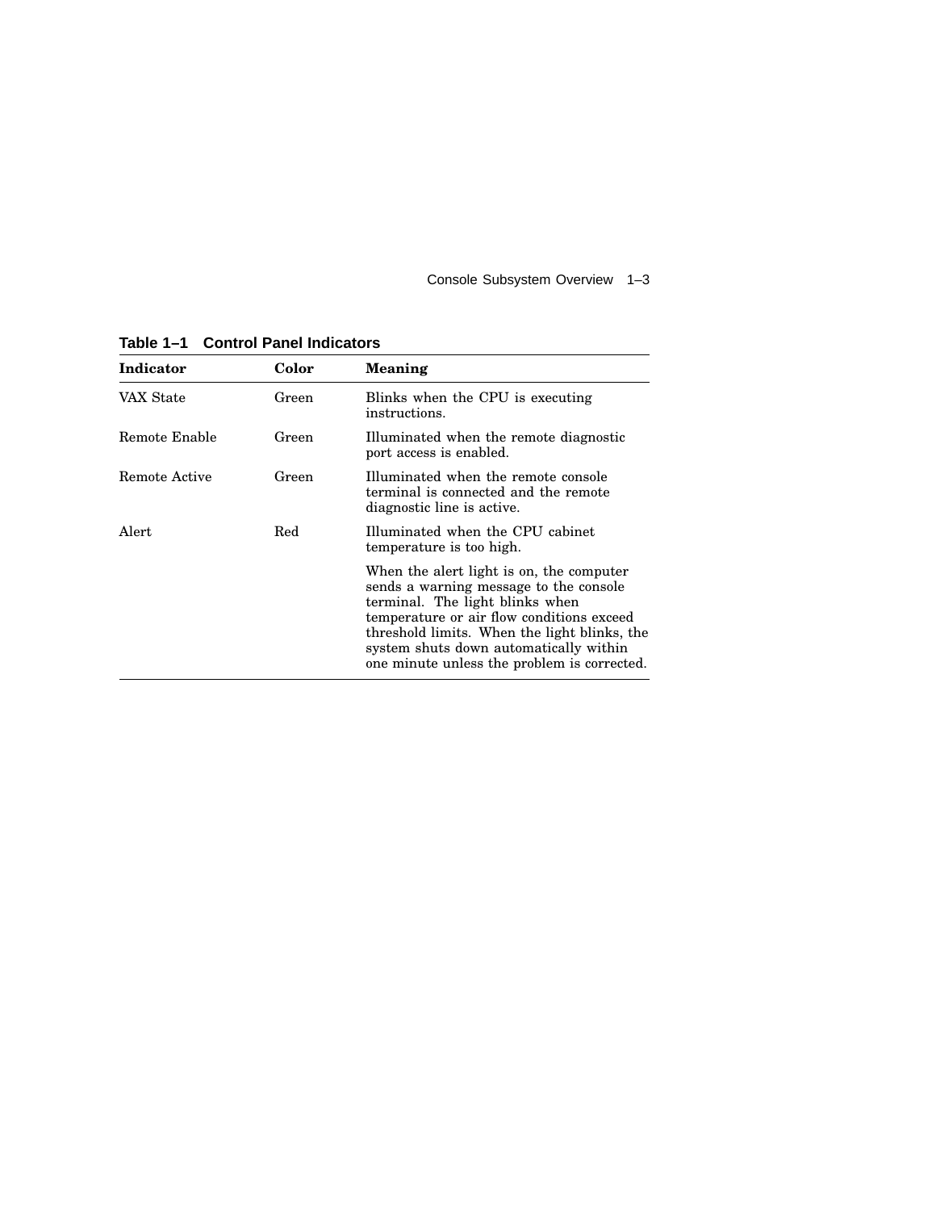**Table 1–1 Control Panel Indicators**

| Indicator | Color | Meaning |
|---|---|---|
| VAX State | Green | Blinks when the CPU is executing instructions. |
| Remote Enable | Green | Illuminated when the remote diagnostic port access is enabled. |
| Remote Active | Green | Illuminated when the remote console terminal is connected and the remote diagnostic line is active. |
| Alert | Red | Illuminated when the CPU cabinet temperature is too high. |
| | | When the alert light is on, the computer sends a warning message to the console terminal. The light blinks when temperature or air flow conditions exceed threshold limits. When the light blinks, the system shuts down automatically within one minute unless the problem is corrected. |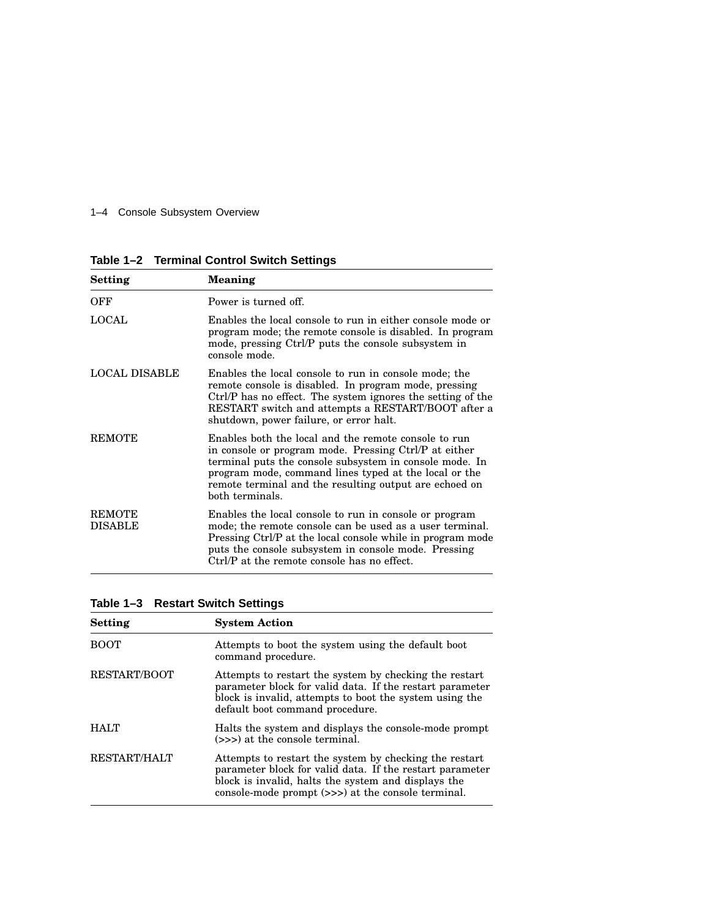**Table 1–2 Terminal Control Switch Settings**

| Setting | Meaning |
|---|---|
| OFF | Power is turned off. |
| LOCAL | Enables the local console to run in either console mode or program mode; the remote console is disabled. In program mode, pressing Ctrl/P puts the console subsystem in console mode. |
| LOCAL DISABLE | Enables the local console to run in console mode; the remote console is disabled. In program mode, pressing Ctrl/P has no effect. The system ignores the setting of the RESTART switch and attempts a RESTART/BOOT after a shutdown, power failure, or error halt. |
| REMOTE | Enables both the local and the remote console to run in console or program mode. Pressing Ctrl/P at either terminal puts the console subsystem in console mode. In program mode, command lines typed at the local or the remote terminal and the resulting output are echoed on both terminals. |
| REMOTE DISABLE | Enables the local console to run in console or program mode; the remote console can be used as a user terminal. Pressing Ctrl/P at the local console while in program mode puts the console subsystem in console mode. Pressing Ctrl/P at the remote console has no effect. |

**Table 1–3 Restart Switch Settings**

| Setting | System Action |
|---|---|
| BOOT | Attempts to boot the system using the default boot command procedure. |
| RESTART/BOOT | Attempts to restart the system by checking the restart parameter block for valid data. If the restart parameter block is invalid, attempts to boot the system using the default boot command procedure. |
| HALT | Halts the system and displays the console-mode prompt (>>>) at the console terminal. |
| RESTART/HALT | Attempts to restart the system by checking the restart parameter block for valid data. If the restart parameter block is invalid, halts the system and displays the console-mode prompt (>>>) at the console terminal. |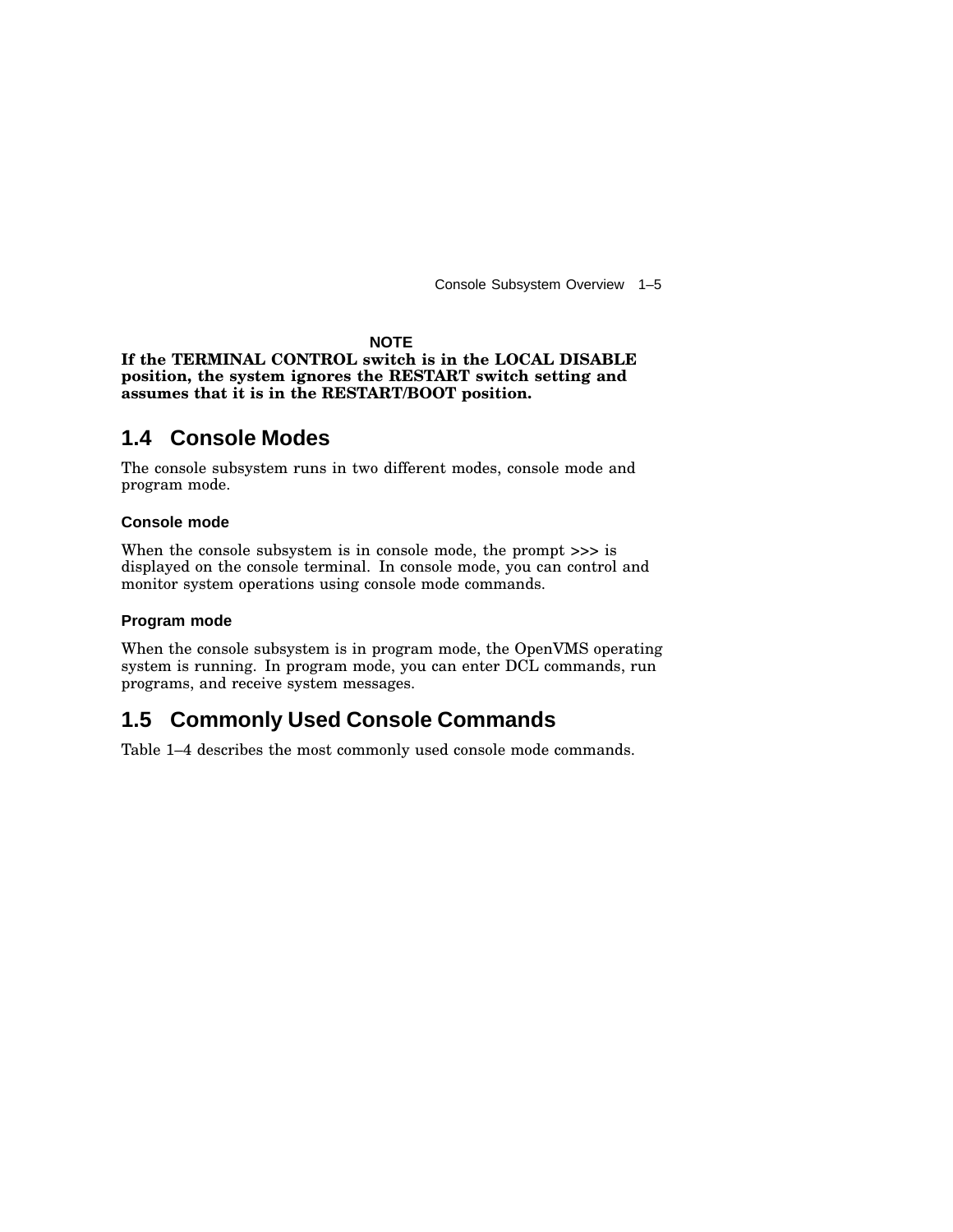**NOTE**

**If the TERMINAL CONTROL switch is in the LOCAL DISABLE position, the system ignores the RESTART switch setting and assumes that it is in the RESTART/BOOT position.**

## 1.4 Console Modes

The console subsystem runs in two different modes, console mode and program mode.

### Console mode

When the console subsystem is in console mode, the prompt >>> is displayed on the console terminal. In console mode, you can control and monitor system operations using console mode commands.

### Program mode

When the console subsystem is in program mode, the OpenVMS operating system is running. In program mode, you can enter DCL commands, run programs, and receive system messages.

## 1.5 Commonly Used Console Commands

Table 1–4 describes the most commonly used console mode commands.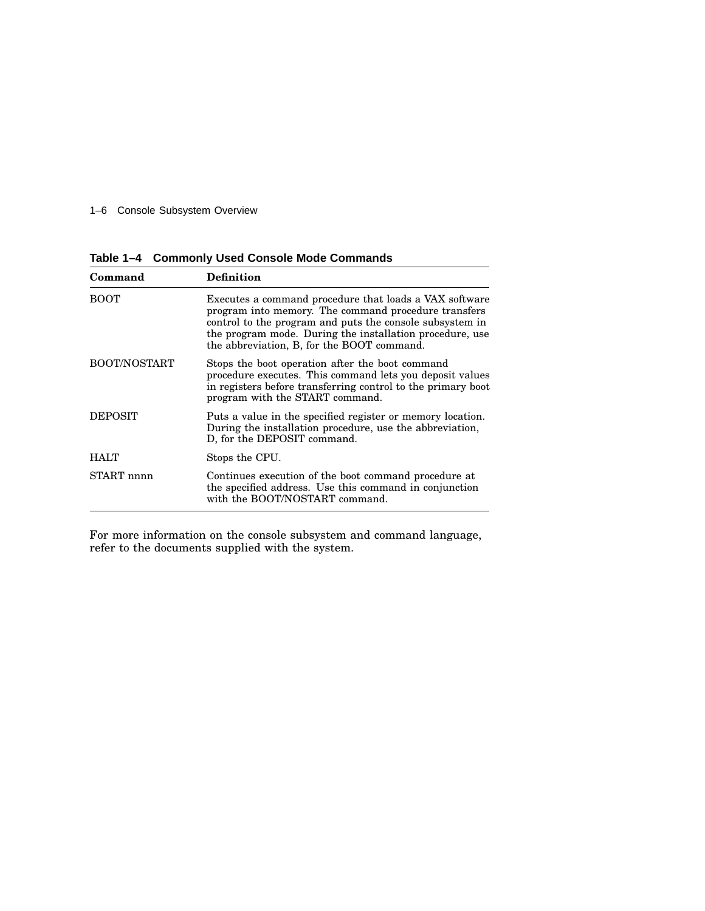**Table 1–4 Commonly Used Console Mode Commands**

| Command | Definition |
|---|---|
| BOOT | Executes a command procedure that loads a VAX software program into memory. The command procedure transfers control to the program and puts the console subsystem in the program mode. During the installation procedure, use the abbreviation, B, for the BOOT command. |
| BOOT/NOSTART | Stops the boot operation after the boot command procedure executes. This command lets you deposit values in registers before transferring control to the primary boot program with the START command. |
| DEPOSIT | Puts a value in the specified register or memory location. During the installation procedure, use the abbreviation, D, for the DEPOSIT command. |
| HALT | Stops the CPU. |
| START nnnn | Continues execution of the boot command procedure at the specified address. Use this command in conjunction with the BOOT/NOSTART command. |

For more information on the console subsystem and command language, refer to the documents supplied with the system.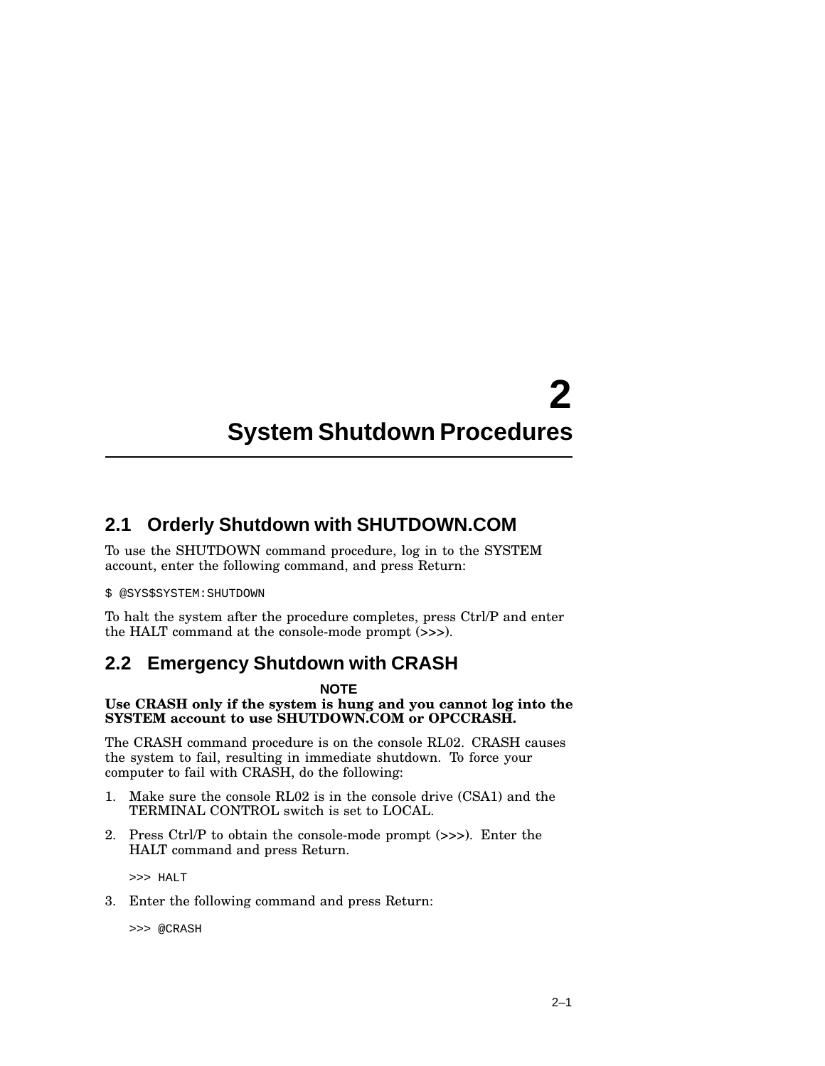# 2 System Shutdown Procedures

## 2.1 Orderly Shutdown with SHUTDOWN.COM

To use the SHUTDOWN command procedure, log in to the SYSTEM account, enter the following command, and press Return:

```
$ @SYS$SYSTEM:SHUTDOWN
```

To halt the system after the procedure completes, press Ctrl/P and enter the HALT command at the console-mode prompt (>>>).

## 2.2 Emergency Shutdown with CRASH

**NOTE**

**Use CRASH only if the system is hung and you cannot log into the SYSTEM account to use SHUTDOWN.COM or OPCCRASH.**

The CRASH command procedure is on the console RL02. CRASH causes the system to fail, resulting in immediate shutdown. To force your computer to fail with CRASH, do the following:

1. Make sure the console RL02 is in the console drive (CSA1) and the TERMINAL CONTROL switch is set to LOCAL.
2. Press Ctrl/P to obtain the console-mode prompt (>>>). Enter the HALT command and press Return.

   ```
   >>> HALT
   ```

3. Enter the following command and press Return:

   ```
   >>> @CRASH
   ```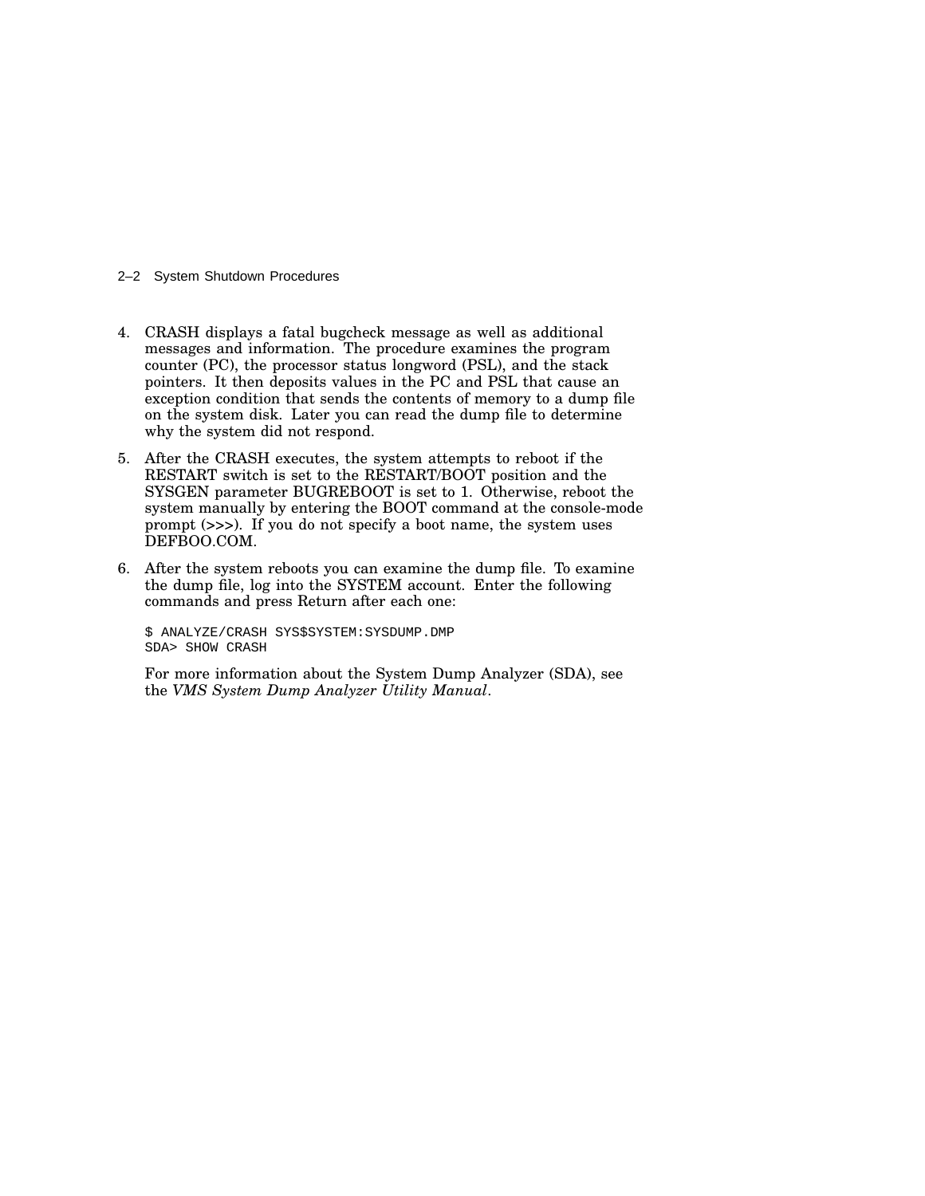4. CRASH displays a fatal bugcheck message as well as additional messages and information. The procedure examines the program counter (PC), the processor status longword (PSL), and the stack pointers. It then deposits values in the PC and PSL that cause an exception condition that sends the contents of memory to a dump file on the system disk. Later you can read the dump file to determine why the system did not respond.

5. After the CRASH executes, the system attempts to reboot if the RESTART switch is set to the RESTART/BOOT position and the SYSGEN parameter BUGREBOOT is set to 1. Otherwise, reboot the system manually by entering the BOOT command at the console-mode prompt (>>>). If you do not specify a boot name, the system uses DEFBOO.COM.

6. After the system reboots you can examine the dump file. To examine the dump file, log into the SYSTEM account. Enter the following commands and press Return after each one:

   ```
   $ ANALYZE/CRASH SYS$SYSTEM:SYSDUMP.DMP
   SDA> SHOW CRASH
   ```

   For more information about the System Dump Analyzer (SDA), see the *VMS System Dump Analyzer Utility Manual*.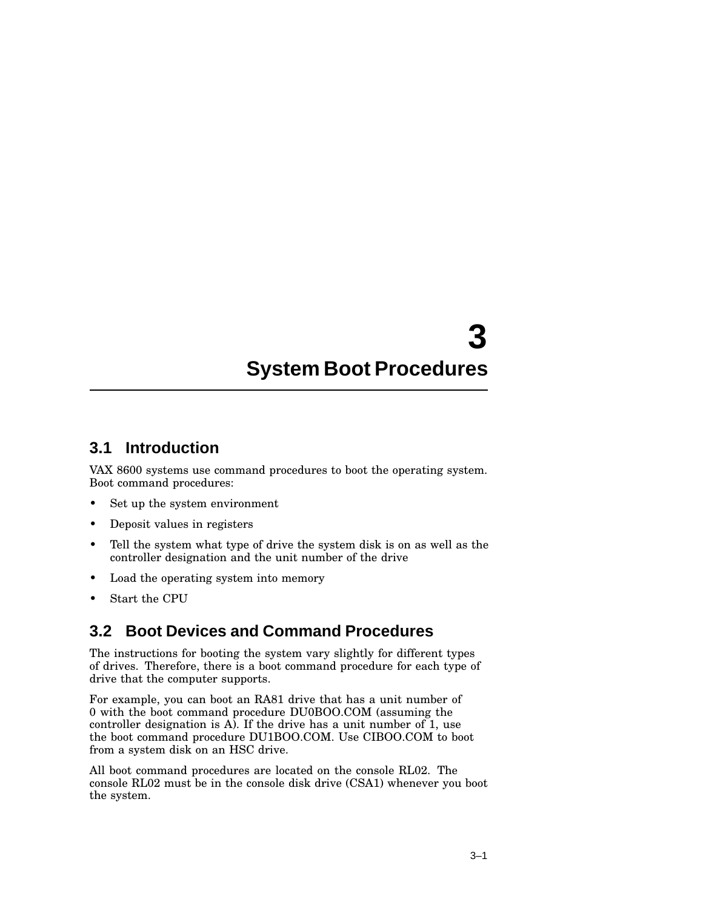# 3 System Boot Procedures

## 3.1 Introduction

VAX 8600 systems use command procedures to boot the operating system. Boot command procedures:

- Set up the system environment
- Deposit values in registers
- Tell the system what type of drive the system disk is on as well as the controller designation and the unit number of the drive
- Load the operating system into memory
- Start the CPU

## 3.2 Boot Devices and Command Procedures

The instructions for booting the system vary slightly for different types of drives. Therefore, there is a boot command procedure for each type of drive that the computer supports.

For example, you can boot an RA81 drive that has a unit number of 0 with the boot command procedure DU0BOO.COM (assuming the controller designation is A). If the drive has a unit number of 1, use the boot command procedure DU1BOO.COM. Use CIBOO.COM to boot from a system disk on an HSC drive.

All boot command procedures are located on the console RL02. The console RL02 must be in the console disk drive (CSA1) whenever you boot the system.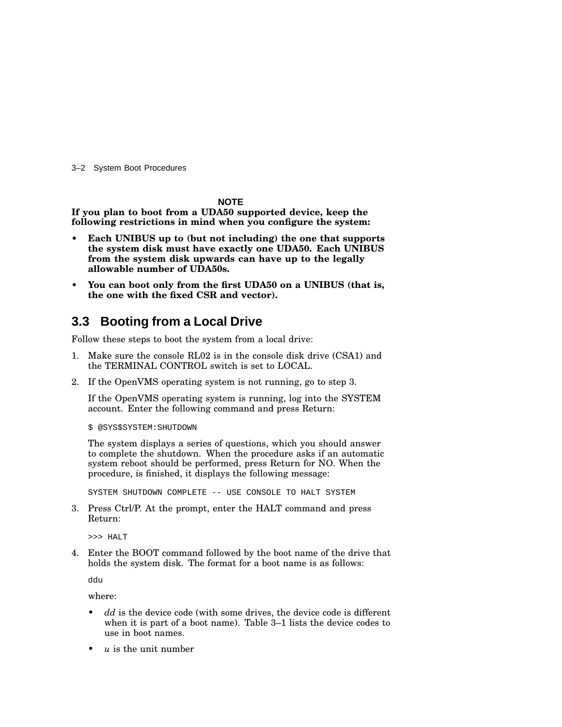**NOTE**

**If you plan to boot from a UDA50 supported device, keep the following restrictions in mind when you configure the system:**

- **Each UNIBUS up to (but not including) the one that supports the system disk must have exactly one UDA50. Each UNIBUS from the system disk upwards can have up to the legally allowable number of UDA50s.**
- **You can boot only from the first UDA50 on a UNIBUS (that is, the one with the fixed CSR and vector).**

## 3.3 Booting from a Local Drive

Follow these steps to boot the system from a local drive:

1. Make sure the console RL02 is in the console disk drive (CSA1) and the TERMINAL CONTROL switch is set to LOCAL.
2. If the OpenVMS operating system is not running, go to step 3.

   If the OpenVMS operating system is running, log into the SYSTEM account. Enter the following command and press Return:

   ```
   $ @SYS$SYSTEM:SHUTDOWN
   ```

   The system displays a series of questions, which you should answer to complete the shutdown. When the procedure asks if an automatic system reboot should be performed, press Return for NO. When the procedure, is finished, it displays the following message:

   ```
   SYSTEM SHUTDOWN COMPLETE -- USE CONSOLE TO HALT SYSTEM
   ```

3. Press Ctrl/P. At the prompt, enter the HALT command and press Return:

   ```
   >>> HALT
   ```

4. Enter the BOOT command followed by the boot name of the drive that holds the system disk. The format for a boot name is as follows:

   ```
   ddu
   ```

   where:

   - *dd* is the device code (with some drives, the device code is different when it is part of a boot name). Table 3–1 lists the device codes to use in boot names.
   - *u* is the unit number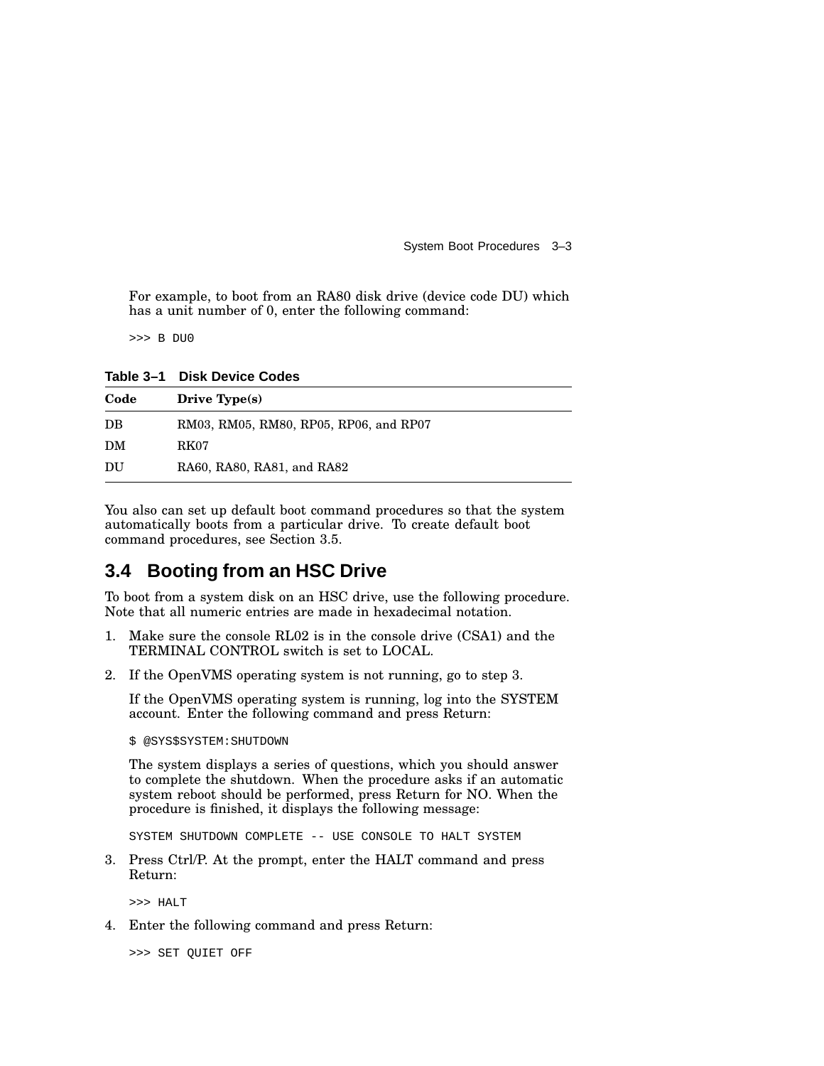For example, to boot from an RA80 disk drive (device code DU) which has a unit number of 0, enter the following command:

```
>>> B DU0
```

**Table 3–1 Disk Device Codes**

| Code | Drive Type(s) |
|---|---|
| DB | RM03, RM05, RM80, RP05, RP06, and RP07 |
| DM | RK07 |
| DU | RA60, RA80, RA81, and RA82 |

You also can set up default boot command procedures so that the system automatically boots from a particular drive. To create default boot command procedures, see Section 3.5.

## 3.4 Booting from an HSC Drive

To boot from a system disk on an HSC drive, use the following procedure. Note that all numeric entries are made in hexadecimal notation.

1. Make sure the console RL02 is in the console drive (CSA1) and the TERMINAL CONTROL switch is set to LOCAL.
2. If the OpenVMS operating system is not running, go to step 3.

   If the OpenVMS operating system is running, log into the SYSTEM account. Enter the following command and press Return:

   ```
   $ @SYS$SYSTEM:SHUTDOWN
   ```

   The system displays a series of questions, which you should answer to complete the shutdown. When the procedure asks if an automatic system reboot should be performed, press Return for NO. When the procedure is finished, it displays the following message:

   ```
   SYSTEM SHUTDOWN COMPLETE -- USE CONSOLE TO HALT SYSTEM
   ```

3. Press Ctrl/P. At the prompt, enter the HALT command and press Return:

   ```
   >>> HALT
   ```

4. Enter the following command and press Return:

   ```
   >>> SET QUIET OFF
   ```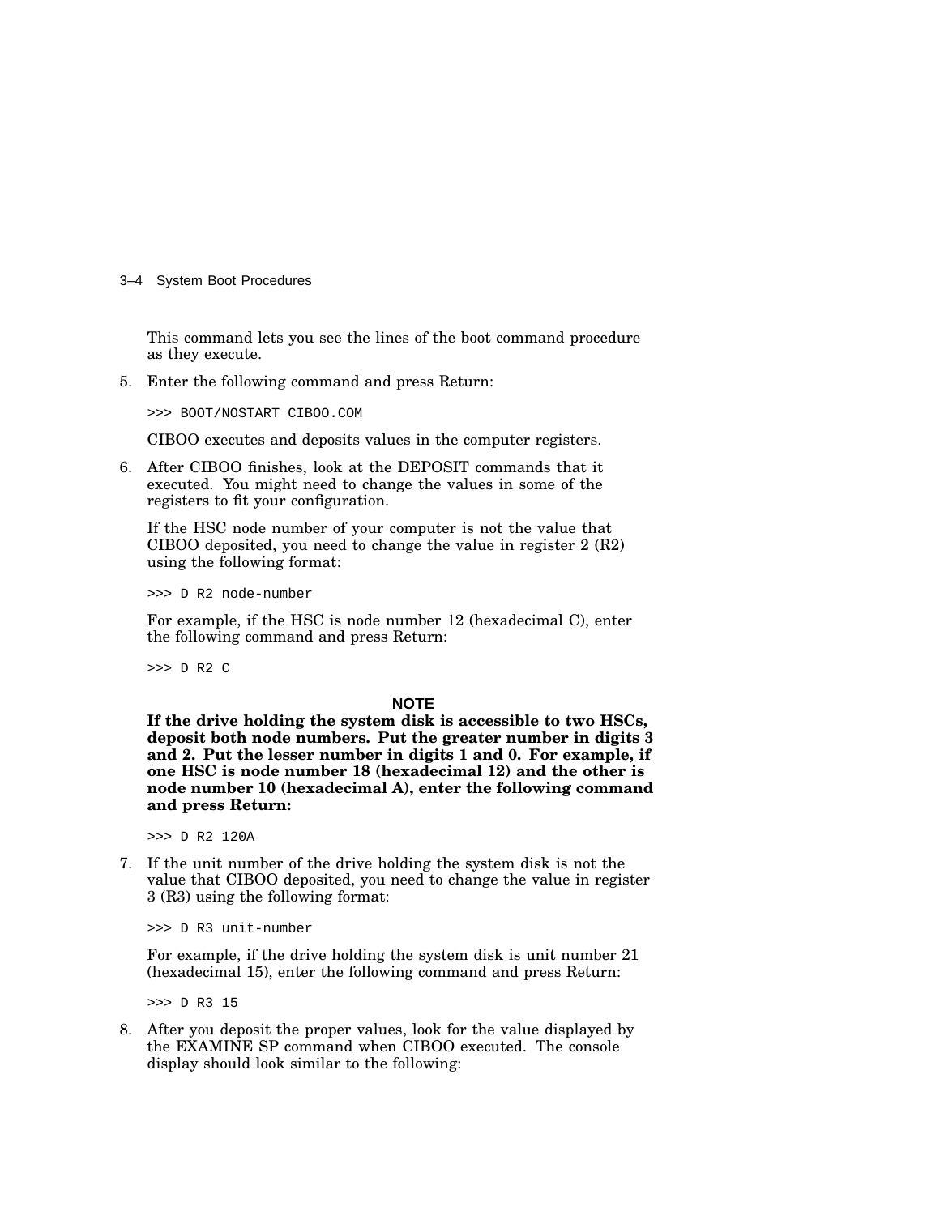This command lets you see the lines of the boot command procedure as they execute.

5. Enter the following command and press Return:

```
>>> BOOT/NOSTART CIBOO.COM
```

   CIBOO executes and deposits values in the computer registers.

6. After CIBOO finishes, look at the DEPOSIT commands that it executed. You might need to change the values in some of the registers to fit your configuration.

   If the HSC node number of your computer is not the value that CIBOO deposited, you need to change the value in register 2 (R2) using the following format:

```
>>> D R2 node-number
```

   For example, if the HSC is node number 12 (hexadecimal C), enter the following command and press Return:

```
>>> D R2 C
```

   **NOTE**

   **If the drive holding the system disk is accessible to two HSCs, deposit both node numbers. Put the greater number in digits 3 and 2. Put the lesser number in digits 1 and 0. For example, if one HSC is node number 18 (hexadecimal 12) and the other is node number 10 (hexadecimal A), enter the following command and press Return:**

```
>>> D R2 120A
```

7. If the unit number of the drive holding the system disk is not the value that CIBOO deposited, you need to change the value in register 3 (R3) using the following format:

```
>>> D R3 unit-number
```

   For example, if the drive holding the system disk is unit number 21 (hexadecimal 15), enter the following command and press Return:

```
>>> D R3 15
```

8. After you deposit the proper values, look for the value displayed by the EXAMINE SP command when CIBOO executed. The console display should look similar to the following: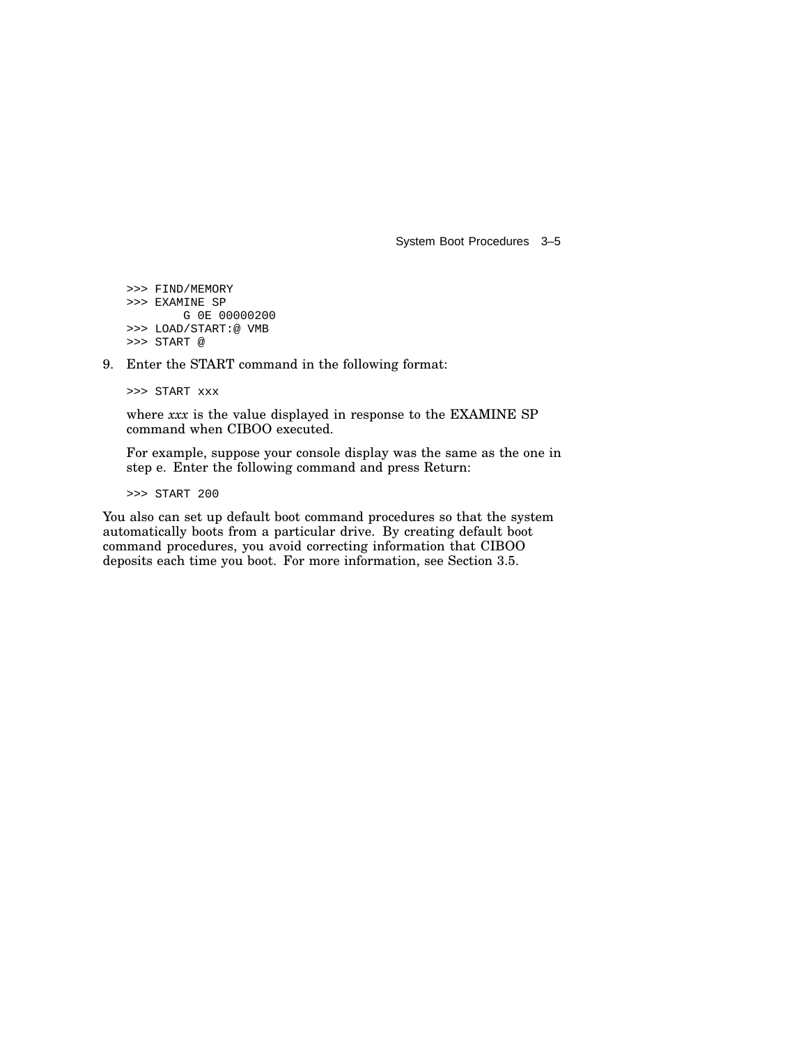```
>>> FIND/MEMORY
>>> EXAMINE SP
        G 0E 00000200
>>> LOAD/START:@ VMB
>>> START @
```

9. Enter the START command in the following format:

   ```
   >>> START xxx
   ```

   where *xxx* is the value displayed in response to the EXAMINE SP command when CIBOO executed.

   For example, suppose your console display was the same as the one in step e. Enter the following command and press Return:

   ```
   >>> START 200
   ```

You also can set up default boot command procedures so that the system automatically boots from a particular drive. By creating default boot command procedures, you avoid correcting information that CIBOO deposits each time you boot. For more information, see Section 3.5.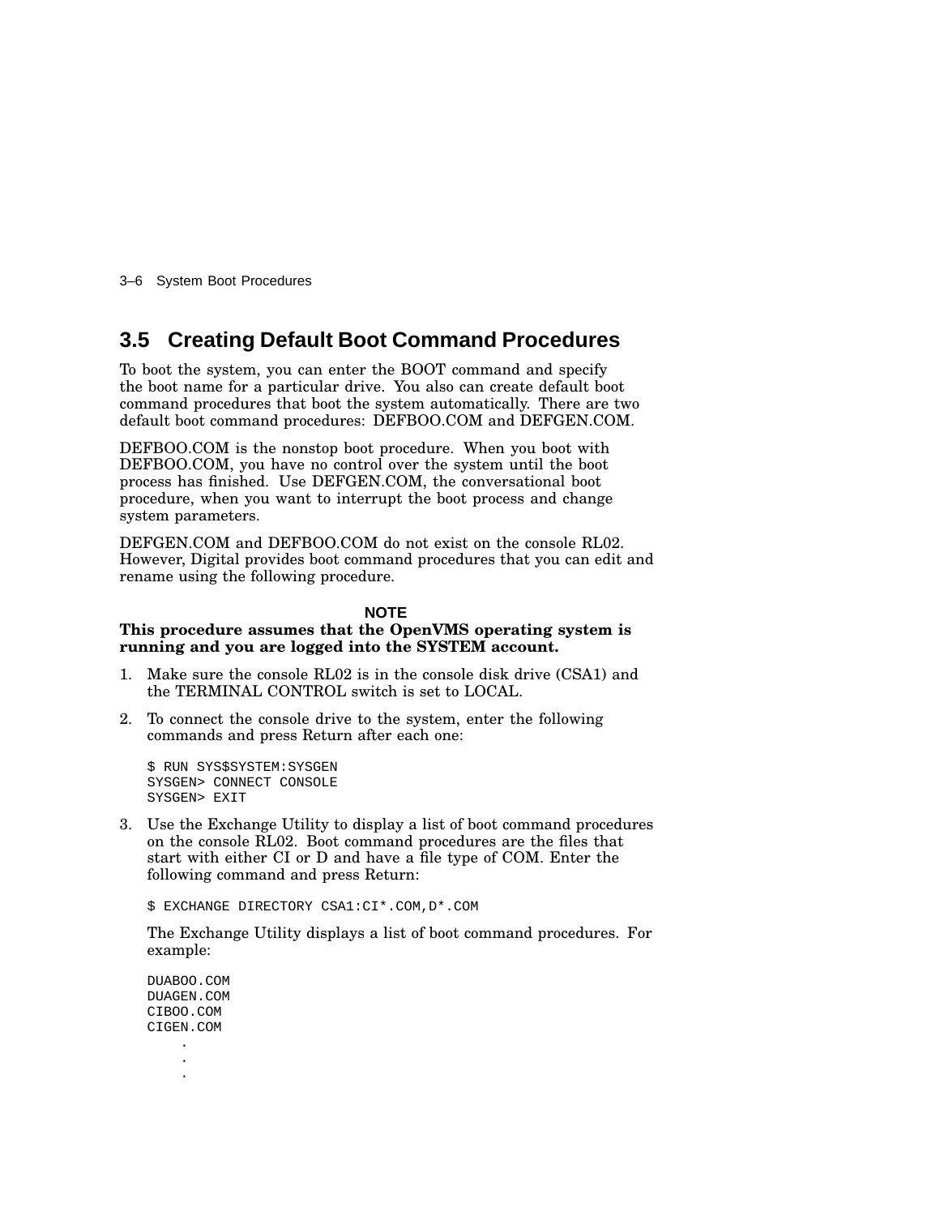## 3.5 Creating Default Boot Command Procedures

To boot the system, you can enter the BOOT command and specify the boot name for a particular drive. You also can create default boot command procedures that boot the system automatically. There are two default boot command procedures: DEFBOO.COM and DEFGEN.COM.

DEFBOO.COM is the nonstop boot procedure. When you boot with DEFBOO.COM, you have no control over the system until the boot process has finished. Use DEFGEN.COM, the conversational boot procedure, when you want to interrupt the boot process and change system parameters.

DEFGEN.COM and DEFBOO.COM do not exist on the console RL02. However, Digital provides boot command procedures that you can edit and rename using the following procedure.

**NOTE**

**This procedure assumes that the OpenVMS operating system is running and you are logged into the SYSTEM account.**

1. Make sure the console RL02 is in the console disk drive (CSA1) and the TERMINAL CONTROL switch is set to LOCAL.

2. To connect the console drive to the system, enter the following commands and press Return after each one:

   ```
   $ RUN SYS$SYSTEM:SYSGEN
   SYSGEN> CONNECT CONSOLE
   SYSGEN> EXIT
   ```

3. Use the Exchange Utility to display a list of boot command procedures on the console RL02. Boot command procedures are the files that start with either CI or D and have a file type of COM. Enter the following command and press Return:

   ```
   $ EXCHANGE DIRECTORY CSA1:CI*.COM,D*.COM
   ```

   The Exchange Utility displays a list of boot command procedures. For example:

   ```
   DUABOO.COM
   DUAGEN.COM
   CIBOO.COM
   CIGEN.COM
        .
        .
        .
   ```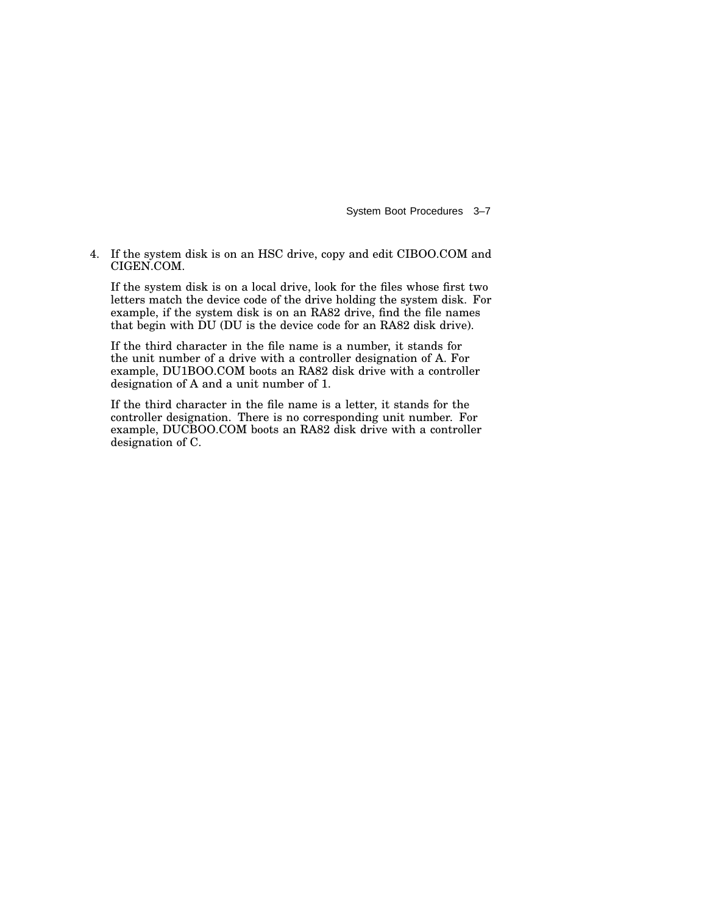4. If the system disk is on an HSC drive, copy and edit CIBOO.COM and CIGEN.COM.

   If the system disk is on a local drive, look for the files whose first two letters match the device code of the drive holding the system disk. For example, if the system disk is on an RA82 drive, find the file names that begin with DU (DU is the device code for an RA82 disk drive).

   If the third character in the file name is a number, it stands for the unit number of a drive with a controller designation of A. For example, DU1BOO.COM boots an RA82 disk drive with a controller designation of A and a unit number of 1.

   If the third character in the file name is a letter, it stands for the controller designation. There is no corresponding unit number. For example, DUCBOO.COM boots an RA82 disk drive with a controller designation of C.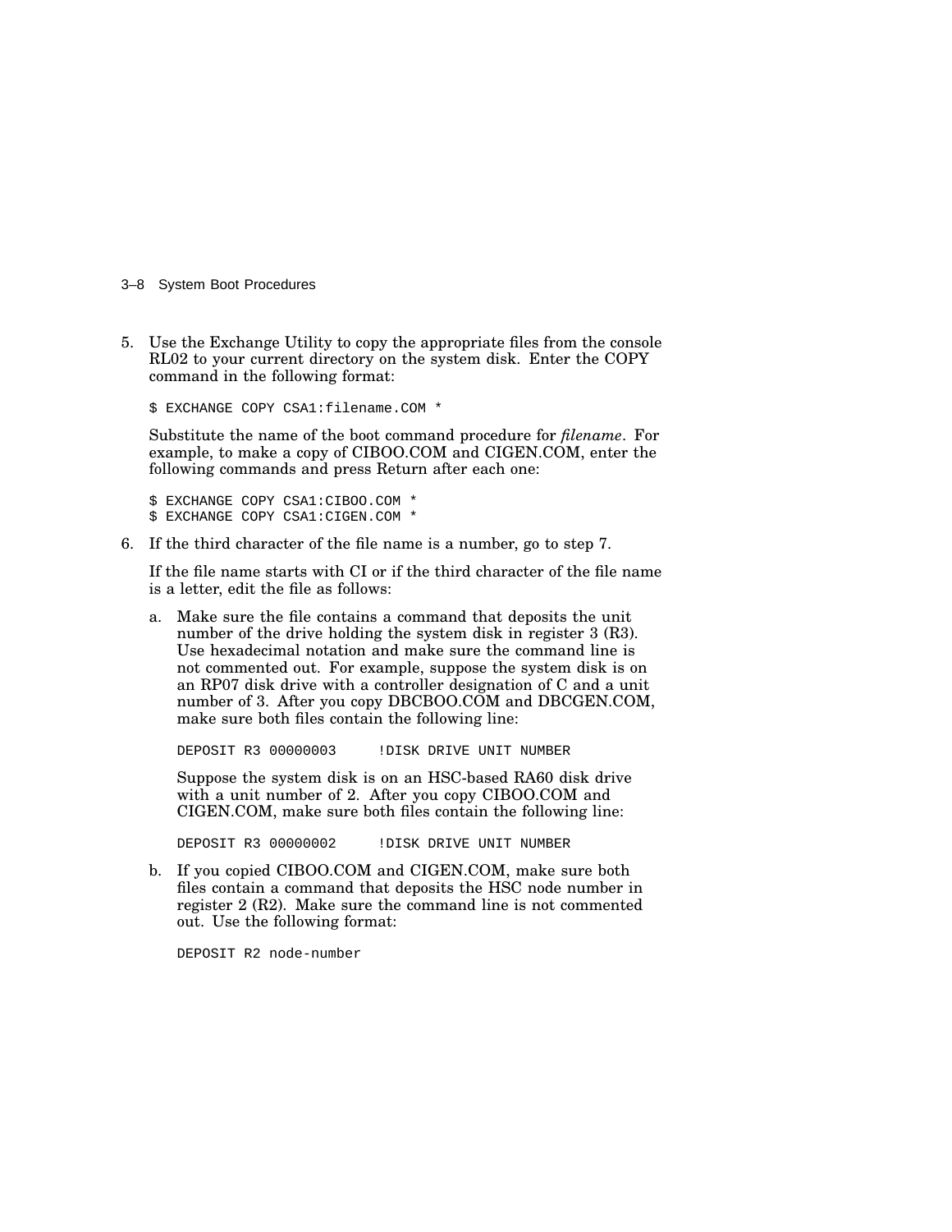5. Use the Exchange Utility to copy the appropriate files from the console RL02 to your current directory on the system disk. Enter the COPY command in the following format:

   ```
   $ EXCHANGE COPY CSA1:filename.COM *
   ```

   Substitute the name of the boot command procedure for *filename*. For example, to make a copy of CIBOO.COM and CIGEN.COM, enter the following commands and press Return after each one:

   ```
   $ EXCHANGE COPY CSA1:CIBOO.COM *
   $ EXCHANGE COPY CSA1:CIGEN.COM *
   ```

6. If the third character of the file name is a number, go to step 7.

   If the file name starts with CI or if the third character of the file name is a letter, edit the file as follows:

   a. Make sure the file contains a command that deposits the unit number of the drive holding the system disk in register 3 (R3). Use hexadecimal notation and make sure the command line is not commented out. For example, suppose the system disk is on an RP07 disk drive with a controller designation of C and a unit number of 3. After you copy DBCBOO.COM and DBCGEN.COM, make sure both files contain the following line:

      ```
      DEPOSIT R3 00000003     !DISK DRIVE UNIT NUMBER
      ```

      Suppose the system disk is on an HSC-based RA60 disk drive with a unit number of 2. After you copy CIBOO.COM and CIGEN.COM, make sure both files contain the following line:

      ```
      DEPOSIT R3 00000002     !DISK DRIVE UNIT NUMBER
      ```

   b. If you copied CIBOO.COM and CIGEN.COM, make sure both files contain a command that deposits the HSC node number in register 2 (R2). Make sure the command line is not commented out. Use the following format:

      ```
      DEPOSIT R2 node-number
      ```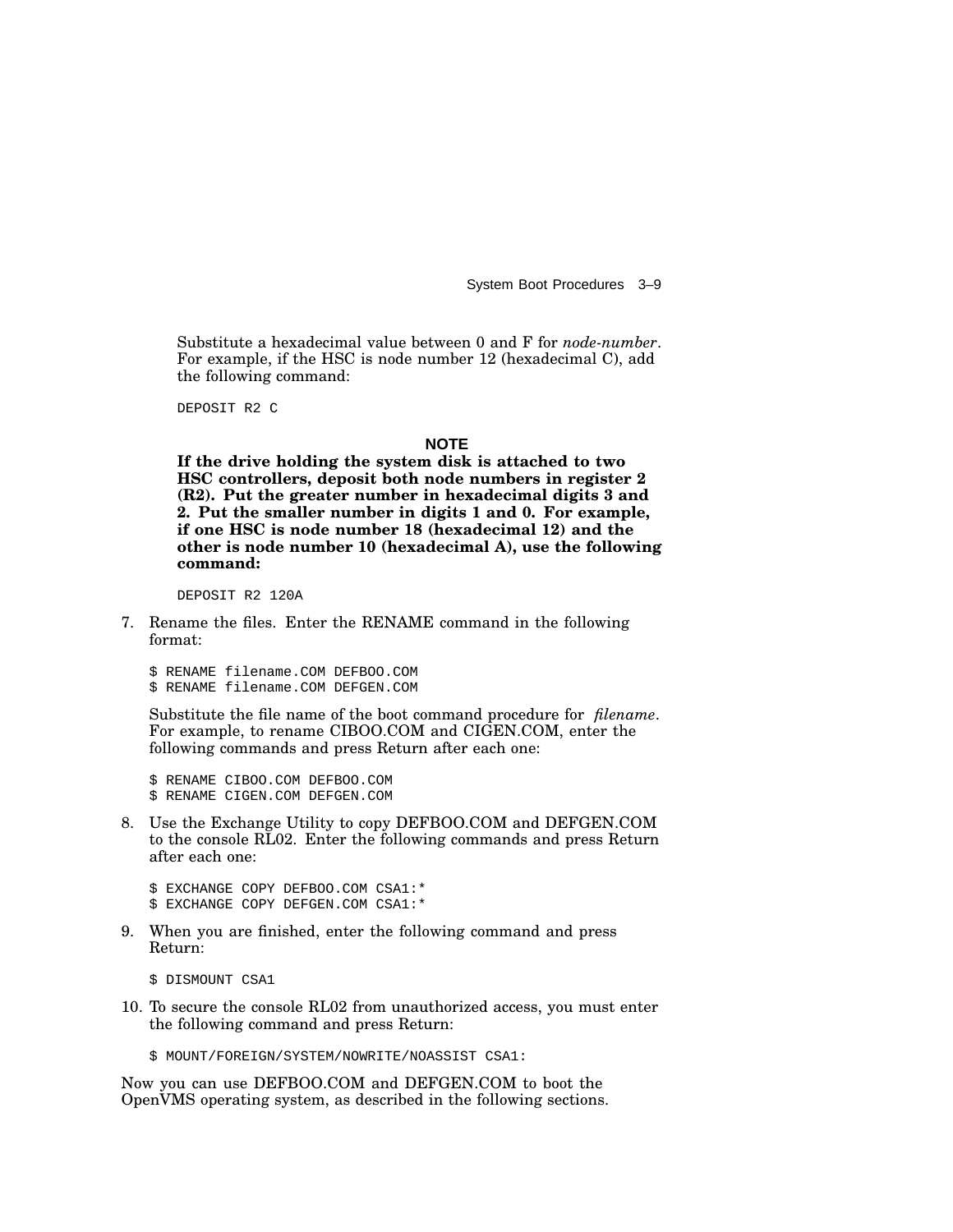Substitute a hexadecimal value between 0 and F for *node-number*. For example, if the HSC is node number 12 (hexadecimal C), add the following command:

```
DEPOSIT R2 C
```

**NOTE**

**If the drive holding the system disk is attached to two HSC controllers, deposit both node numbers in register 2 (R2). Put the greater number in hexadecimal digits 3 and 2. Put the smaller number in digits 1 and 0. For example, if one HSC is node number 18 (hexadecimal 12) and the other is node number 10 (hexadecimal A), use the following command:**

```
DEPOSIT R2 120A
```

7. Rename the files. Enter the RENAME command in the following format:

   ```
   $ RENAME filename.COM DEFBOO.COM
   $ RENAME filename.COM DEFGEN.COM
   ```

   Substitute the file name of the boot command procedure for *filename*. For example, to rename CIBOO.COM and CIGEN.COM, enter the following commands and press Return after each one:

   ```
   $ RENAME CIBOO.COM DEFBOO.COM
   $ RENAME CIGEN.COM DEFGEN.COM
   ```

8. Use the Exchange Utility to copy DEFBOO.COM and DEFGEN.COM to the console RL02. Enter the following commands and press Return after each one:

   ```
   $ EXCHANGE COPY DEFBOO.COM CSA1:*
   $ EXCHANGE COPY DEFGEN.COM CSA1:*
   ```

9. When you are finished, enter the following command and press Return:

   ```
   $ DISMOUNT CSA1
   ```

10. To secure the console RL02 from unauthorized access, you must enter the following command and press Return:

    ```
    $ MOUNT/FOREIGN/SYSTEM/NOWRITE/NOASSIST CSA1:
    ```

Now you can use DEFBOO.COM and DEFGEN.COM to boot the OpenVMS operating system, as described in the following sections.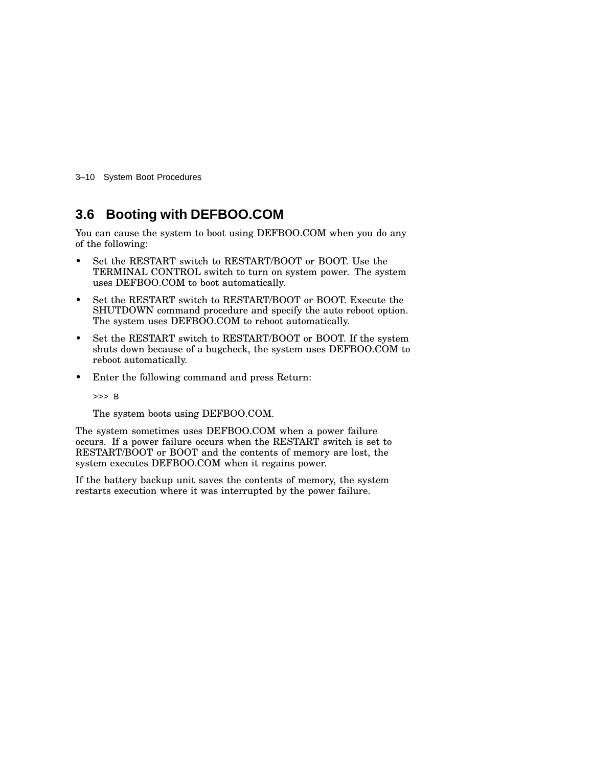## 3.6 Booting with DEFBOO.COM

You can cause the system to boot using DEFBOO.COM when you do any of the following:

- Set the RESTART switch to RESTART/BOOT or BOOT. Use the TERMINAL CONTROL switch to turn on system power. The system uses DEFBOO.COM to boot automatically.
- Set the RESTART switch to RESTART/BOOT or BOOT. Execute the SHUTDOWN command procedure and specify the auto reboot option. The system uses DEFBOO.COM to reboot automatically.
- Set the RESTART switch to RESTART/BOOT or BOOT. If the system shuts down because of a bugcheck, the system uses DEFBOO.COM to reboot automatically.
- Enter the following command and press Return:

  ```
  >>> B
  ```

  The system boots using DEFBOO.COM.

The system sometimes uses DEFBOO.COM when a power failure occurs. If a power failure occurs when the RESTART switch is set to RESTART/BOOT or BOOT and the contents of memory are lost, the system executes DEFBOO.COM when it regains power.

If the battery backup unit saves the contents of memory, the system restarts execution where it was interrupted by the power failure.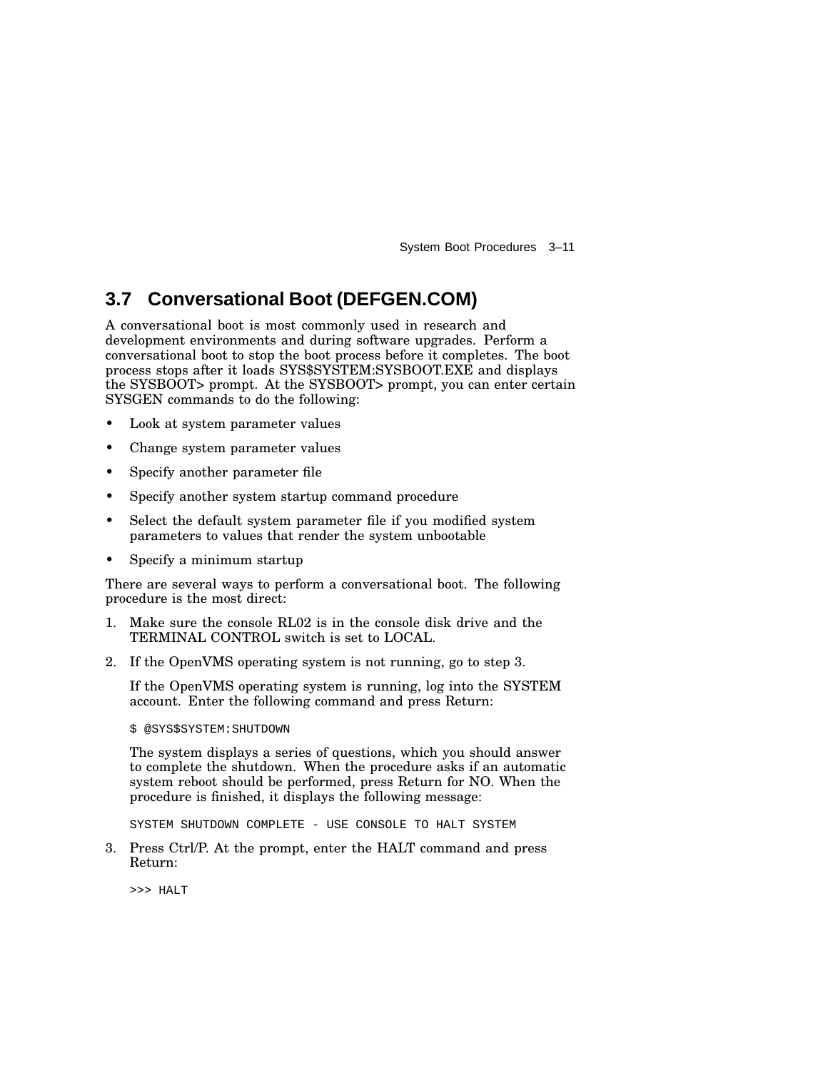## 3.7 Conversational Boot (DEFGEN.COM)

A conversational boot is most commonly used in research and development environments and during software upgrades. Perform a conversational boot to stop the boot process before it completes. The boot process stops after it loads SYS$SYSTEM:SYSBOOT.EXE and displays the SYSBOOT> prompt. At the SYSBOOT> prompt, you can enter certain SYSGEN commands to do the following:

- Look at system parameter values
- Change system parameter values
- Specify another parameter file
- Specify another system startup command procedure
- Select the default system parameter file if you modified system parameters to values that render the system unbootable
- Specify a minimum startup

There are several ways to perform a conversational boot. The following procedure is the most direct:

1. Make sure the console RL02 is in the console disk drive and the TERMINAL CONTROL switch is set to LOCAL.
2. If the OpenVMS operating system is not running, go to step 3.

   If the OpenVMS operating system is running, log into the SYSTEM account. Enter the following command and press Return:

   ```
   $ @SYS$SYSTEM:SHUTDOWN
   ```

   The system displays a series of questions, which you should answer to complete the shutdown. When the procedure asks if an automatic system reboot should be performed, press Return for NO. When the procedure is finished, it displays the following message:

   ```
   SYSTEM SHUTDOWN COMPLETE - USE CONSOLE TO HALT SYSTEM
   ```

3. Press Ctrl/P. At the prompt, enter the HALT command and press Return:

   ```
   >>> HALT
   ```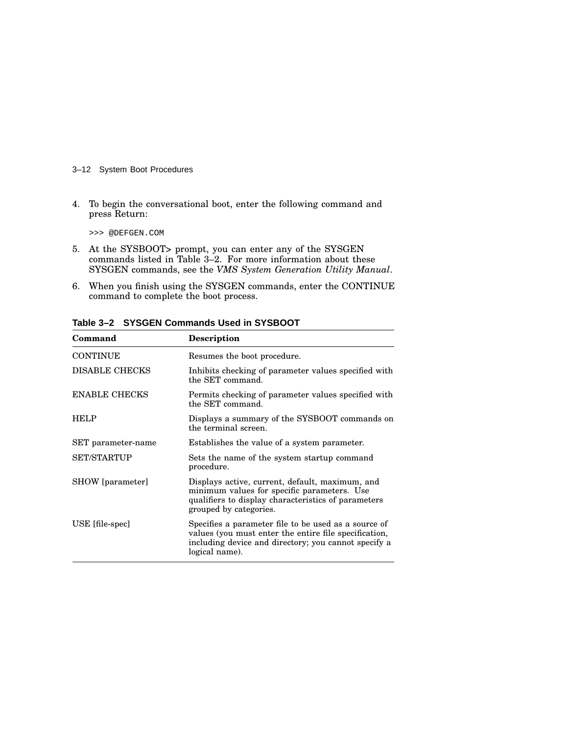4. To begin the conversational boot, enter the following command and press Return:

```
>>> @DEFGEN.COM
```

5. At the SYSBOOT> prompt, you can enter any of the SYSGEN commands listed in Table 3–2. For more information about these SYSGEN commands, see the *VMS System Generation Utility Manual*.

6. When you finish using the SYSGEN commands, enter the CONTINUE command to complete the boot process.

**Table 3–2 SYSGEN Commands Used in SYSBOOT**

| Command | Description |
|---|---|
| CONTINUE | Resumes the boot procedure. |
| DISABLE CHECKS | Inhibits checking of parameter values specified with the SET command. |
| ENABLE CHECKS | Permits checking of parameter values specified with the SET command. |
| HELP | Displays a summary of the SYSBOOT commands on the terminal screen. |
| SET parameter-name | Establishes the value of a system parameter. |
| SET/STARTUP | Sets the name of the system startup command procedure. |
| SHOW [parameter] | Displays active, current, default, maximum, and minimum values for specific parameters. Use qualifiers to display characteristics of parameters grouped by categories. |
| USE [file-spec] | Specifies a parameter file to be used as a source of values (you must enter the entire file specification, including device and directory; you cannot specify a logical name). |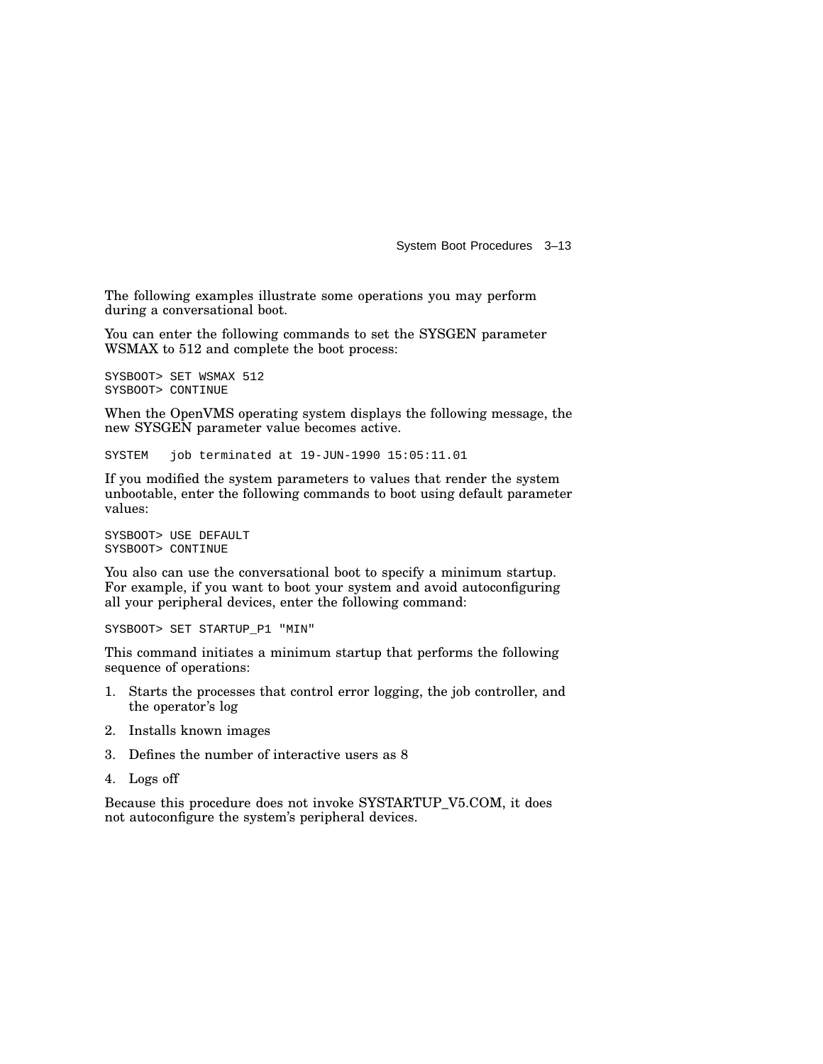The following examples illustrate some operations you may perform during a conversational boot.

You can enter the following commands to set the SYSGEN parameter WSMAX to 512 and complete the boot process:

```
SYSBOOT> SET WSMAX 512
SYSBOOT> CONTINUE
```

When the OpenVMS operating system displays the following message, the new SYSGEN parameter value becomes active.

```
SYSTEM   job terminated at 19-JUN-1990 15:05:11.01
```

If you modified the system parameters to values that render the system unbootable, enter the following commands to boot using default parameter values:

```
SYSBOOT> USE DEFAULT
SYSBOOT> CONTINUE
```

You also can use the conversational boot to specify a minimum startup. For example, if you want to boot your system and avoid autoconfiguring all your peripheral devices, enter the following command:

```
SYSBOOT> SET STARTUP_P1 "MIN"
```

This command initiates a minimum startup that performs the following sequence of operations:

1. Starts the processes that control error logging, the job controller, and the operator's log
2. Installs known images
3. Defines the number of interactive users as 8
4. Logs off

Because this procedure does not invoke SYSTARTUP_V5.COM, it does not autoconfigure the system's peripheral devices.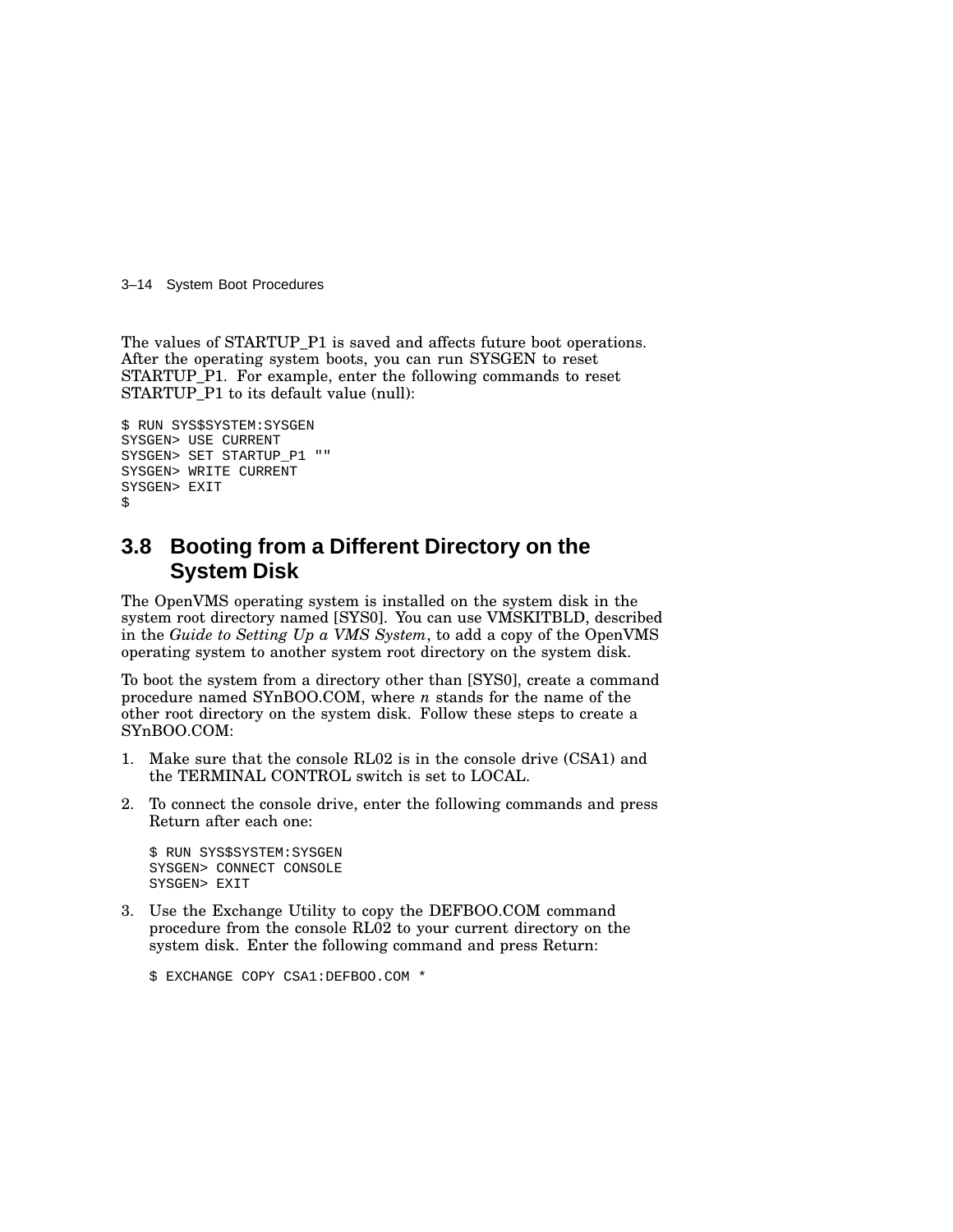The values of STARTUP_P1 is saved and affects future boot operations. After the operating system boots, you can run SYSGEN to reset STARTUP_P1. For example, enter the following commands to reset STARTUP_P1 to its default value (null):

```
$ RUN SYS$SYSTEM:SYSGEN
SYSGEN> USE CURRENT
SYSGEN> SET STARTUP_P1 ""
SYSGEN> WRITE CURRENT
SYSGEN> EXIT
$
```

## 3.8 Booting from a Different Directory on the System Disk

The OpenVMS operating system is installed on the system disk in the system root directory named [SYS0]. You can use VMSKITBLD, described in the *Guide to Setting Up a VMS System*, to add a copy of the OpenVMS operating system to another system root directory on the system disk.

To boot the system from a directory other than [SYS0], create a command procedure named SYnBOO.COM, where *n* stands for the name of the other root directory on the system disk. Follow these steps to create a SYnBOO.COM:

1. Make sure that the console RL02 is in the console drive (CSA1) and the TERMINAL CONTROL switch is set to LOCAL.
2. To connect the console drive, enter the following commands and press Return after each one:

   ```
   $ RUN SYS$SYSTEM:SYSGEN
   SYSGEN> CONNECT CONSOLE
   SYSGEN> EXIT
   ```

3. Use the Exchange Utility to copy the DEFBOO.COM command procedure from the console RL02 to your current directory on the system disk. Enter the following command and press Return:

   ```
   $ EXCHANGE COPY CSA1:DEFBOO.COM *
   ```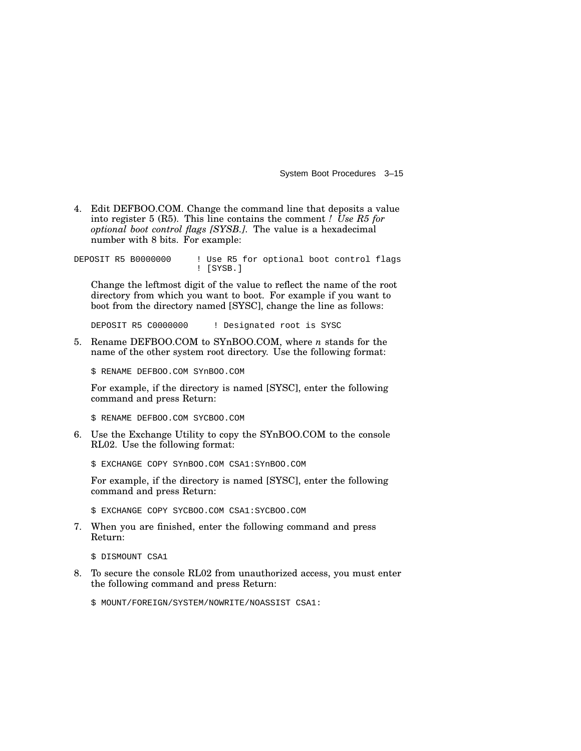4. Edit DEFBOO.COM. Change the command line that deposits a value into register 5 (R5). This line contains the comment *! Use R5 for optional boot control flags [SYSB.]*. The value is a hexadecimal number with 8 bits. For example:

```
DEPOSIT R5 B0000000     ! Use R5 for optional boot control flags
                        ! [SYSB.]
```

   Change the leftmost digit of the value to reflect the name of the root directory from which you want to boot. For example if you want to boot from the directory named [SYSC], change the line as follows:

```
DEPOSIT R5 C0000000     ! Designated root is SYSC
```

5. Rename DEFBOO.COM to SYnBOO.COM, where *n* stands for the name of the other system root directory. Use the following format:

```
$ RENAME DEFBOO.COM SYnBOO.COM
```

   For example, if the directory is named [SYSC], enter the following command and press Return:

```
$ RENAME DEFBOO.COM SYCBOO.COM
```

6. Use the Exchange Utility to copy the SYnBOO.COM to the console RL02. Use the following format:

```
$ EXCHANGE COPY SYnBOO.COM CSA1:SYnBOO.COM
```

   For example, if the directory is named [SYSC], enter the following command and press Return:

```
$ EXCHANGE COPY SYCBOO.COM CSA1:SYCBOO.COM
```

7. When you are finished, enter the following command and press Return:

```
$ DISMOUNT CSA1
```

8. To secure the console RL02 from unauthorized access, you must enter the following command and press Return:

```
$ MOUNT/FOREIGN/SYSTEM/NOWRITE/NOASSIST CSA1:
```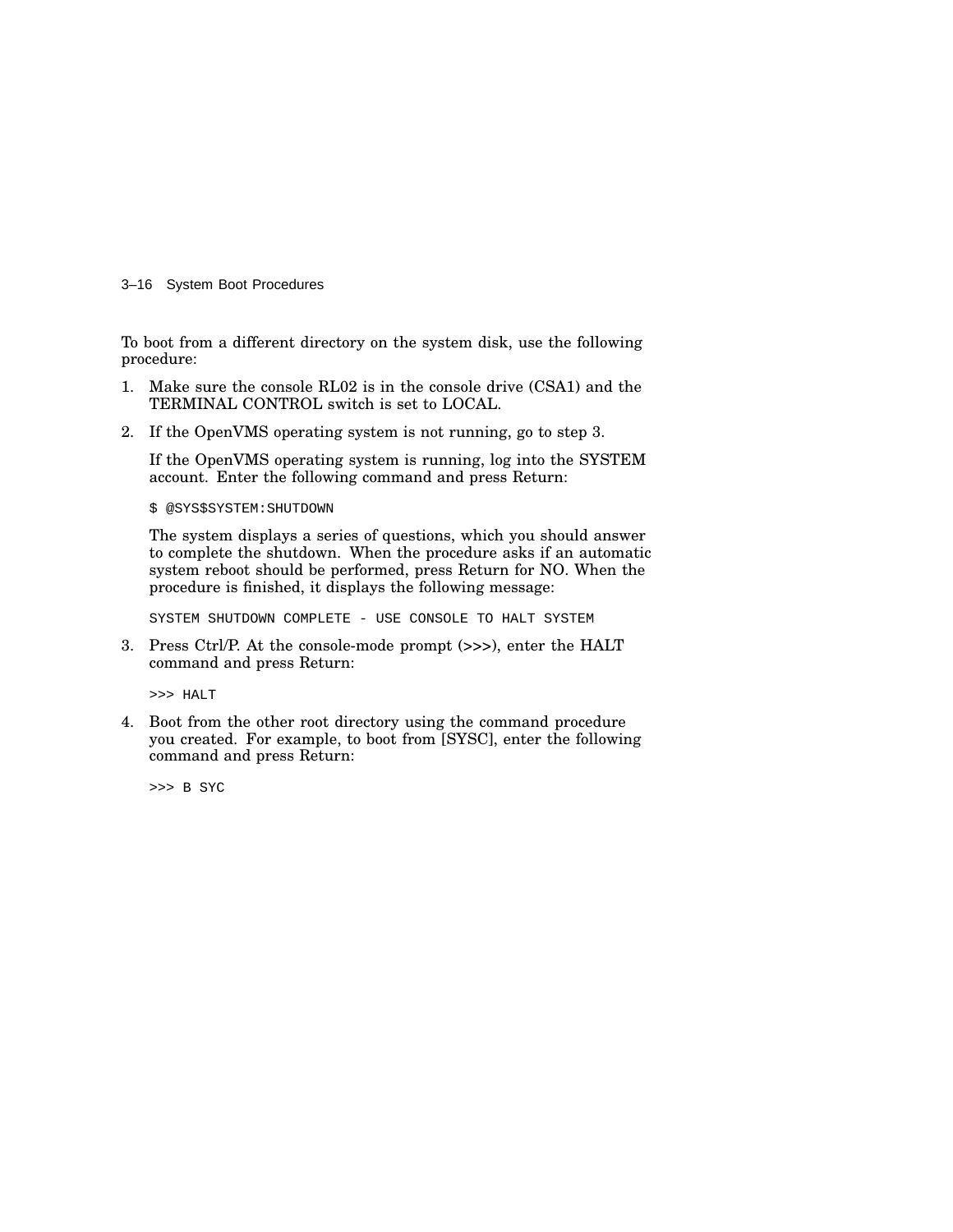To boot from a different directory on the system disk, use the following procedure:

1. Make sure the console RL02 is in the console drive (CSA1) and the TERMINAL CONTROL switch is set to LOCAL.

2. If the OpenVMS operating system is not running, go to step 3.

   If the OpenVMS operating system is running, log into the SYSTEM account. Enter the following command and press Return:

   ```
   $ @SYS$SYSTEM:SHUTDOWN
   ```

   The system displays a series of questions, which you should answer to complete the shutdown. When the procedure asks if an automatic system reboot should be performed, press Return for NO. When the procedure is finished, it displays the following message:

   ```
   SYSTEM SHUTDOWN COMPLETE - USE CONSOLE TO HALT SYSTEM
   ```

3. Press Ctrl/P. At the console-mode prompt (>>>), enter the HALT command and press Return:

   ```
   >>> HALT
   ```

4. Boot from the other root directory using the command procedure you created. For example, to boot from [SYSC], enter the following command and press Return:

   ```
   >>> B SYC
   ```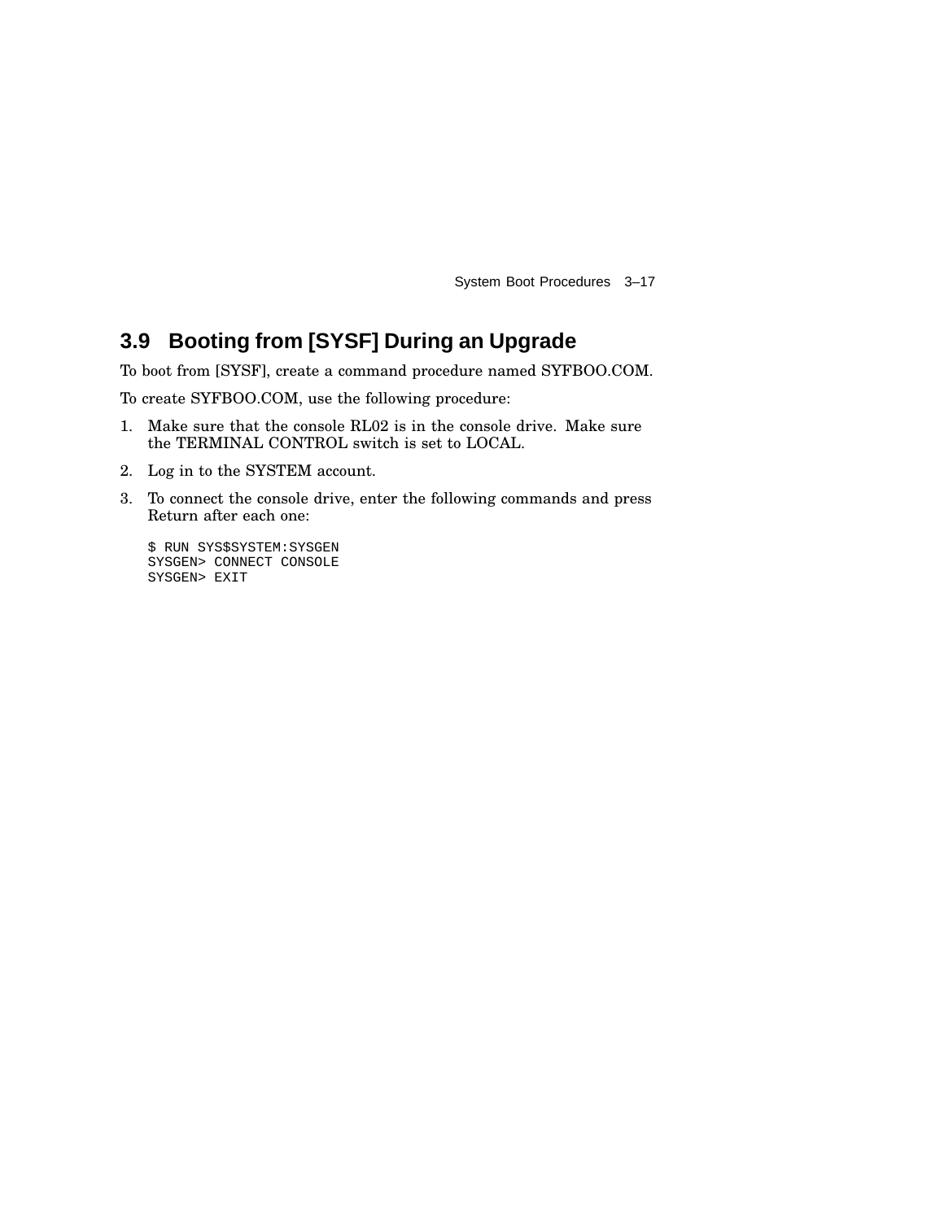## 3.9 Booting from [SYSF] During an Upgrade

To boot from [SYSF], create a command procedure named SYFBOO.COM.

To create SYFBOO.COM, use the following procedure:

1. Make sure that the console RL02 is in the console drive. Make sure the TERMINAL CONTROL switch is set to LOCAL.
2. Log in to the SYSTEM account.
3. To connect the console drive, enter the following commands and press Return after each one:

   ```
   $ RUN SYS$SYSTEM:SYSGEN
   SYSGEN> CONNECT CONSOLE
   SYSGEN> EXIT
   ```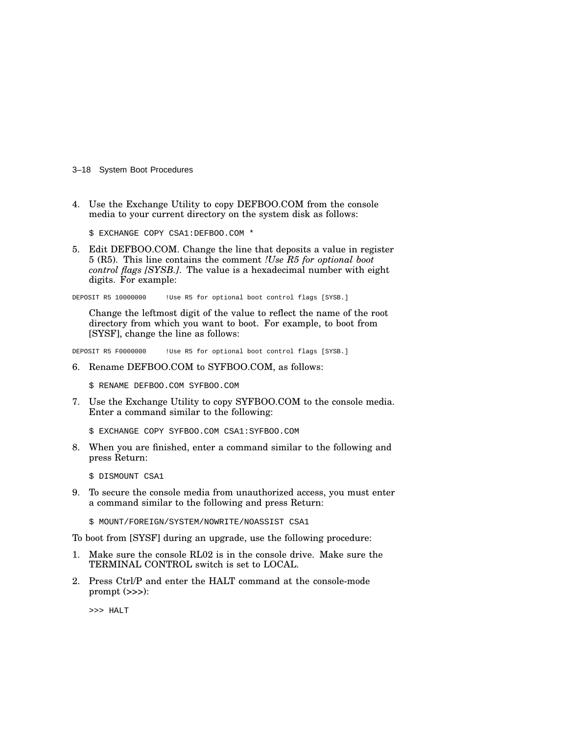4. Use the Exchange Utility to copy DEFBOO.COM from the console media to your current directory on the system disk as follows:

   ```
   $ EXCHANGE COPY CSA1:DEFBOO.COM *
   ```

5. Edit DEFBOO.COM. Change the line that deposits a value in register 5 (R5). This line contains the comment *!Use R5 for optional boot control flags [SYSB.]*. The value is a hexadecimal number with eight digits. For example:

   ```
   DEPOSIT R5 10000000     !Use R5 for optional boot control flags [SYSB.]
   ```

   Change the leftmost digit of the value to reflect the name of the root directory from which you want to boot. For example, to boot from [SYSF], change the line as follows:

   ```
   DEPOSIT R5 F0000000     !Use R5 for optional boot control flags [SYSB.]
   ```

6. Rename DEFBOO.COM to SYFBOO.COM, as follows:

   ```
   $ RENAME DEFBOO.COM SYFBOO.COM
   ```

7. Use the Exchange Utility to copy SYFBOO.COM to the console media. Enter a command similar to the following:

   ```
   $ EXCHANGE COPY SYFBOO.COM CSA1:SYFBOO.COM
   ```

8. When you are finished, enter a command similar to the following and press Return:

   ```
   $ DISMOUNT CSA1
   ```

9. To secure the console media from unauthorized access, you must enter a command similar to the following and press Return:

   ```
   $ MOUNT/FOREIGN/SYSTEM/NOWRITE/NOASSIST CSA1
   ```

To boot from [SYSF] during an upgrade, use the following procedure:

1. Make sure the console RL02 is in the console drive. Make sure the TERMINAL CONTROL switch is set to LOCAL.

2. Press Ctrl/P and enter the HALT command at the console-mode prompt (>>>):

   ```
   >>> HALT
   ```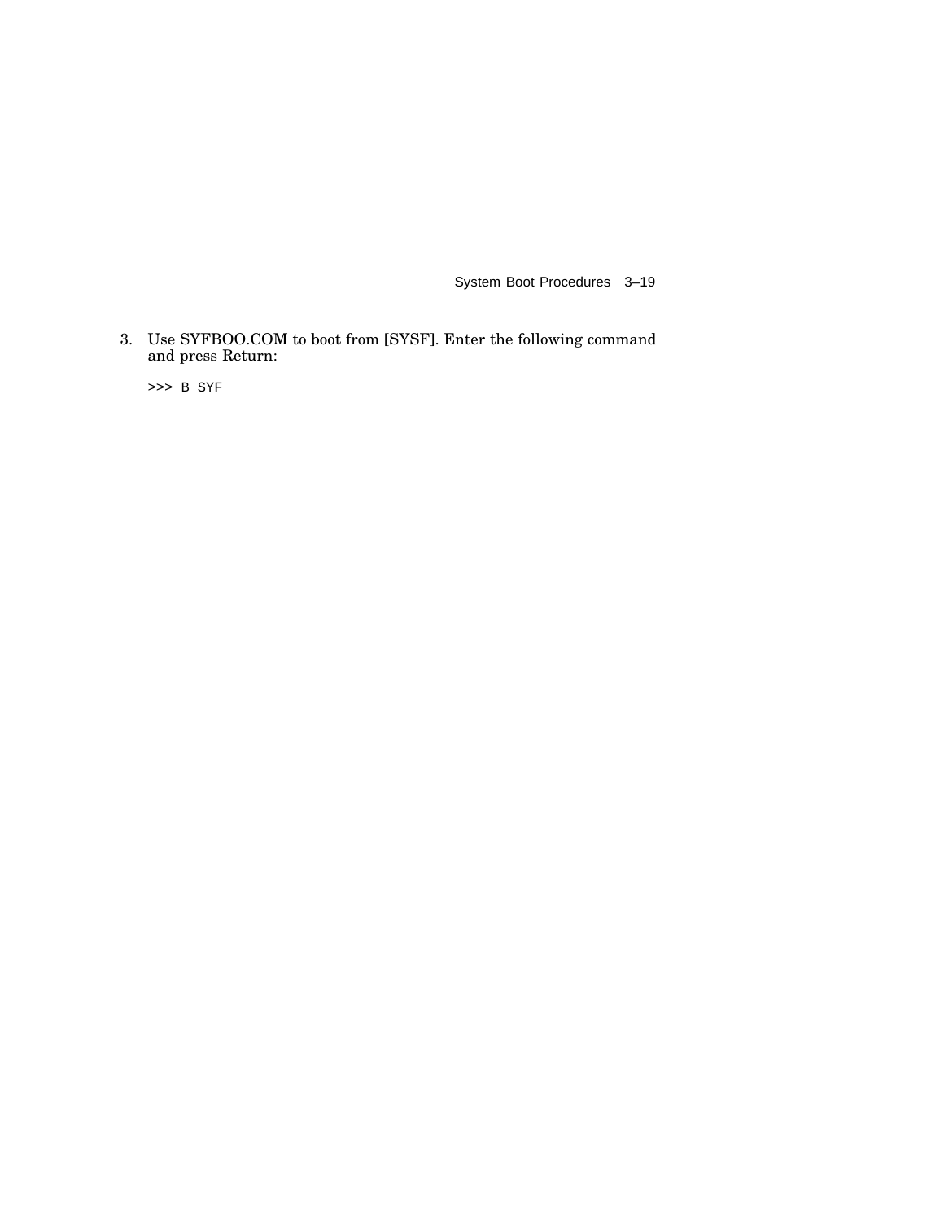3. Use SYFBOO.COM to boot from [SYSF]. Enter the following command and press Return:

```
>>> B SYF
```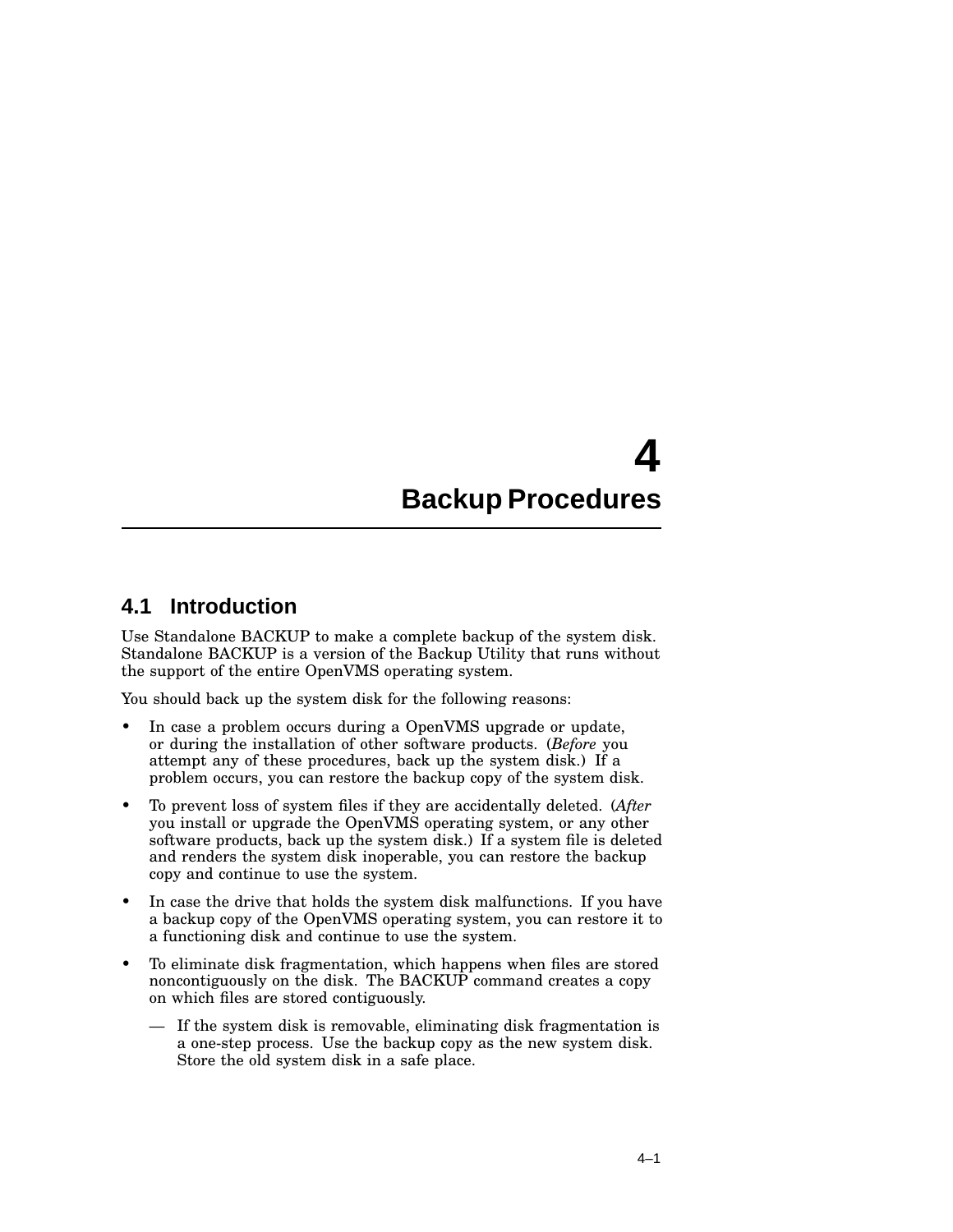# 4 Backup Procedures

## 4.1 Introduction

Use Standalone BACKUP to make a complete backup of the system disk. Standalone BACKUP is a version of the Backup Utility that runs without the support of the entire OpenVMS operating system.

You should back up the system disk for the following reasons:

- In case a problem occurs during a OpenVMS upgrade or update, or during the installation of other software products. (*Before* you attempt any of these procedures, back up the system disk.) If a problem occurs, you can restore the backup copy of the system disk.
- To prevent loss of system files if they are accidentally deleted. (*After* you install or upgrade the OpenVMS operating system, or any other software products, back up the system disk.) If a system file is deleted and renders the system disk inoperable, you can restore the backup copy and continue to use the system.
- In case the drive that holds the system disk malfunctions. If you have a backup copy of the OpenVMS operating system, you can restore it to a functioning disk and continue to use the system.
- To eliminate disk fragmentation, which happens when files are stored noncontiguously on the disk. The BACKUP command creates a copy on which files are stored contiguously.
  - If the system disk is removable, eliminating disk fragmentation is a one-step process. Use the backup copy as the new system disk. Store the old system disk in a safe place.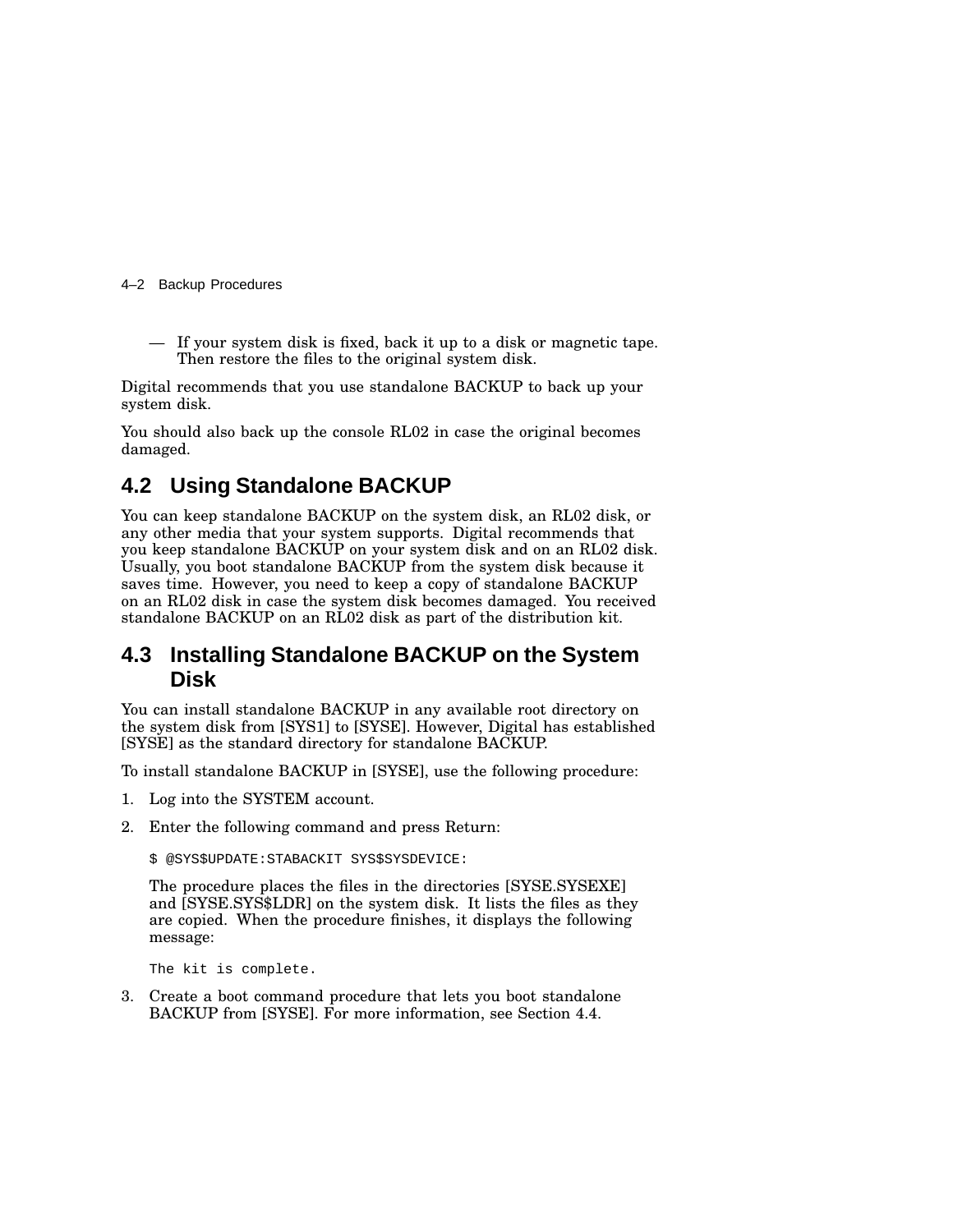— If your system disk is fixed, back it up to a disk or magnetic tape. Then restore the files to the original system disk.

Digital recommends that you use standalone BACKUP to back up your system disk.

You should also back up the console RL02 in case the original becomes damaged.

## 4.2 Using Standalone BACKUP

You can keep standalone BACKUP on the system disk, an RL02 disk, or any other media that your system supports. Digital recommends that you keep standalone BACKUP on your system disk and on an RL02 disk. Usually, you boot standalone BACKUP from the system disk because it saves time. However, you need to keep a copy of standalone BACKUP on an RL02 disk in case the system disk becomes damaged. You received standalone BACKUP on an RL02 disk as part of the distribution kit.

## 4.3 Installing Standalone BACKUP on the System Disk

You can install standalone BACKUP in any available root directory on the system disk from [SYS1] to [SYSE]. However, Digital has established [SYSE] as the standard directory for standalone BACKUP.

To install standalone BACKUP in [SYSE], use the following procedure:

1. Log into the SYSTEM account.
2. Enter the following command and press Return:

   ```
   $ @SYS$UPDATE:STABACKIT SYS$SYSDEVICE:
   ```

   The procedure places the files in the directories [SYSE.SYSEXE] and [SYSE.SYS$LDR] on the system disk. It lists the files as they are copied. When the procedure finishes, it displays the following message:

   ```
   The kit is complete.
   ```

3. Create a boot command procedure that lets you boot standalone BACKUP from [SYSE]. For more information, see Section 4.4.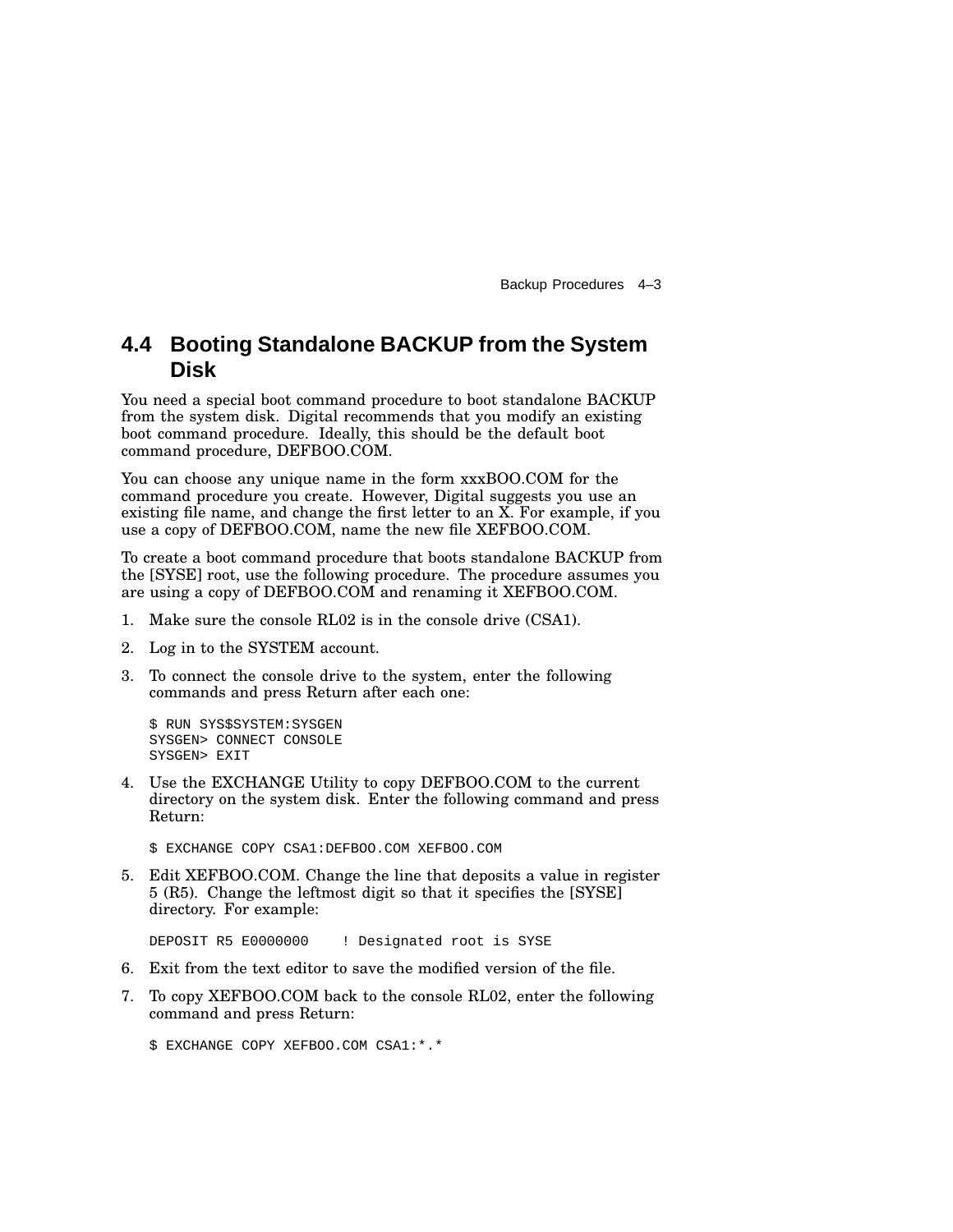## 4.4 Booting Standalone BACKUP from the System Disk

You need a special boot command procedure to boot standalone BACKUP from the system disk. Digital recommends that you modify an existing boot command procedure. Ideally, this should be the default boot command procedure, DEFBOO.COM.

You can choose any unique name in the form xxxBOO.COM for the command procedure you create. However, Digital suggests you use an existing file name, and change the first letter to an X. For example, if you use a copy of DEFBOO.COM, name the new file XEFBOO.COM.

To create a boot command procedure that boots standalone BACKUP from the [SYSE] root, use the following procedure. The procedure assumes you are using a copy of DEFBOO.COM and renaming it XEFBOO.COM.

1. Make sure the console RL02 is in the console drive (CSA1).
2. Log in to the SYSTEM account.
3. To connect the console drive to the system, enter the following commands and press Return after each one:

   ```
   $ RUN SYS$SYSTEM:SYSGEN
   SYSGEN> CONNECT CONSOLE
   SYSGEN> EXIT
   ```

4. Use the EXCHANGE Utility to copy DEFBOO.COM to the current directory on the system disk. Enter the following command and press Return:

   ```
   $ EXCHANGE COPY CSA1:DEFBOO.COM XEFBOO.COM
   ```

5. Edit XEFBOO.COM. Change the line that deposits a value in register 5 (R5). Change the leftmost digit so that it specifies the [SYSE] directory. For example:

   ```
   DEPOSIT R5 E0000000    ! Designated root is SYSE
   ```

6. Exit from the text editor to save the modified version of the file.
7. To copy XEFBOO.COM back to the console RL02, enter the following command and press Return:

   ```
   $ EXCHANGE COPY XEFBOO.COM CSA1:*.*
   ```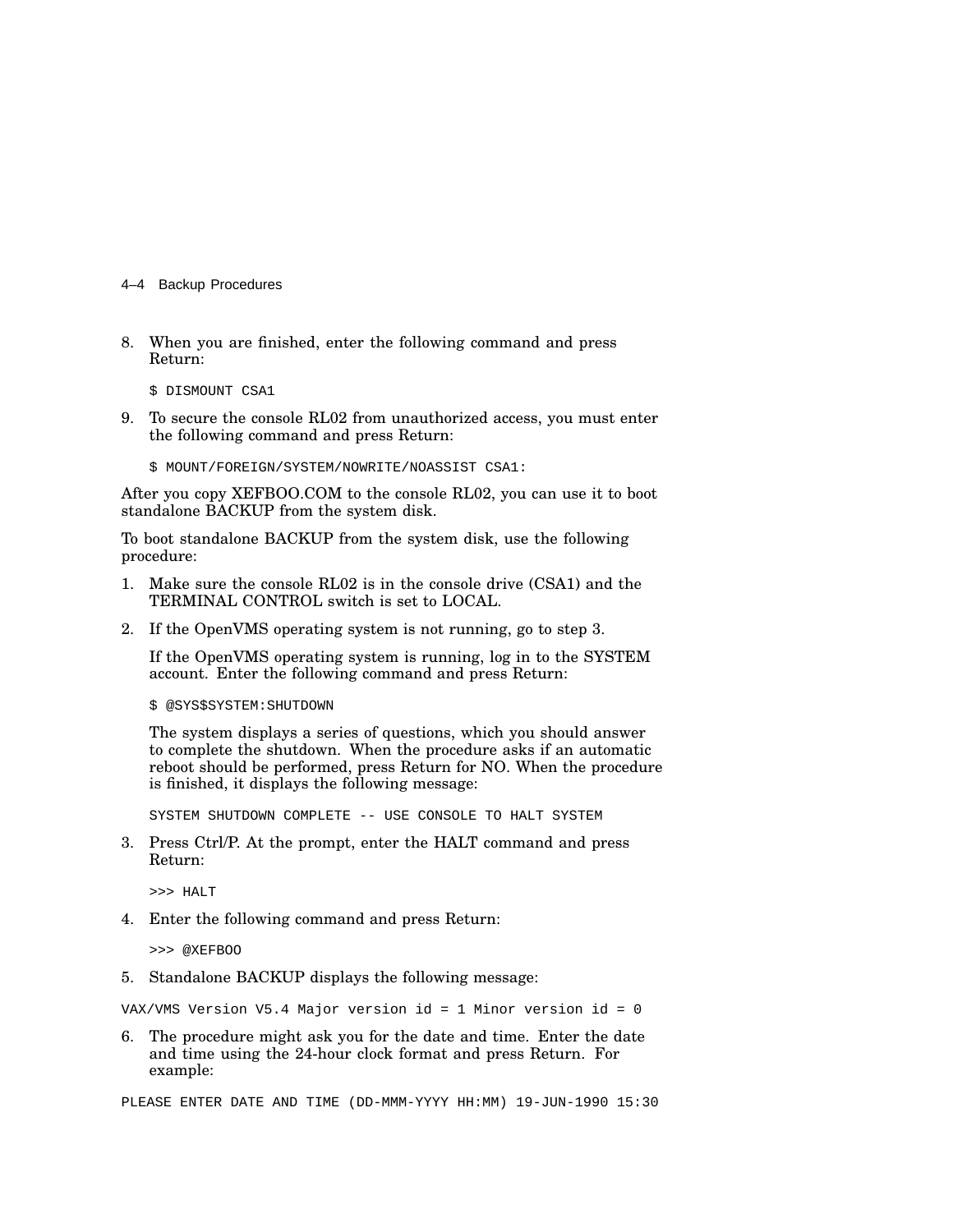8. When you are finished, enter the following command and press Return:

```
$ DISMOUNT CSA1
```

9. To secure the console RL02 from unauthorized access, you must enter the following command and press Return:

```
$ MOUNT/FOREIGN/SYSTEM/NOWRITE/NOASSIST CSA1:
```

After you copy XEFBOO.COM to the console RL02, you can use it to boot standalone BACKUP from the system disk.

To boot standalone BACKUP from the system disk, use the following procedure:

1. Make sure the console RL02 is in the console drive (CSA1) and the TERMINAL CONTROL switch is set to LOCAL.
2. If the OpenVMS operating system is not running, go to step 3.

   If the OpenVMS operating system is running, log in to the SYSTEM account. Enter the following command and press Return:

   ```
   $ @SYS$SYSTEM:SHUTDOWN
   ```

   The system displays a series of questions, which you should answer to complete the shutdown. When the procedure asks if an automatic reboot should be performed, press Return for NO. When the procedure is finished, it displays the following message:

   ```
   SYSTEM SHUTDOWN COMPLETE -- USE CONSOLE TO HALT SYSTEM
   ```

3. Press Ctrl/P. At the prompt, enter the HALT command and press Return:

   ```
   >>> HALT
   ```

4. Enter the following command and press Return:

   ```
   >>> @XEFBOO
   ```

5. Standalone BACKUP displays the following message:

```
VAX/VMS Version V5.4 Major version id = 1 Minor version id = 0
```

6. The procedure might ask you for the date and time. Enter the date and time using the 24-hour clock format and press Return. For example:

```
PLEASE ENTER DATE AND TIME (DD-MMM-YYYY HH:MM) 19-JUN-1990 15:30
```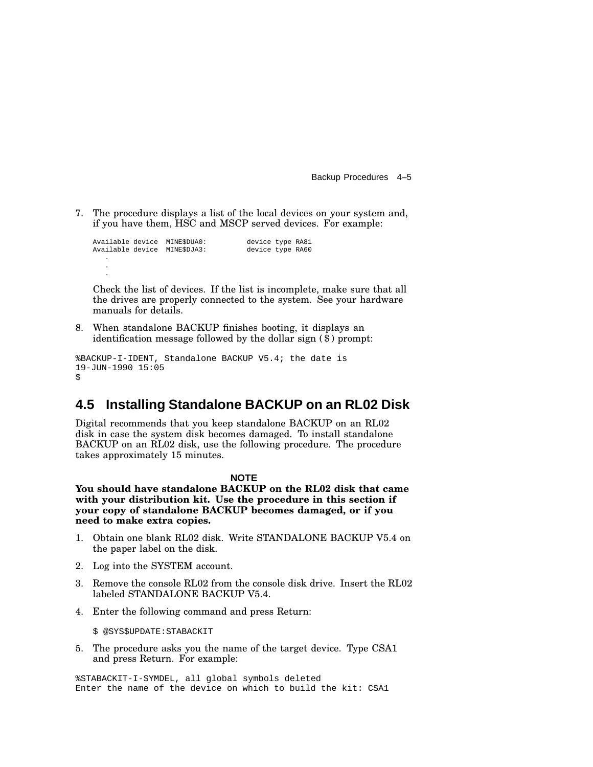7. The procedure displays a list of the local devices on your system and, if you have them, HSC and MSCP served devices. For example:

   ```
   Available device  MINE$DUA0:         device type RA81
   Available device  MINE$DJA3:         device type RA60
      .
      .
      .
   ```

   Check the list of devices. If the list is incomplete, make sure that all the drives are properly connected to the system. See your hardware manuals for details.

8. When standalone BACKUP finishes booting, it displays an identification message followed by the dollar sign ($) prompt:

```
%BACKUP-I-IDENT, Standalone BACKUP V5.4; the date is
19-JUN-1990 15:05
$
```

## 4.5 Installing Standalone BACKUP on an RL02 Disk

Digital recommends that you keep standalone BACKUP on an RL02 disk in case the system disk becomes damaged. To install standalone BACKUP on an RL02 disk, use the following procedure. The procedure takes approximately 15 minutes.

**NOTE**

**You should have standalone BACKUP on the RL02 disk that came with your distribution kit. Use the procedure in this section if your copy of standalone BACKUP becomes damaged, or if you need to make extra copies.**

1. Obtain one blank RL02 disk. Write STANDALONE BACKUP V5.4 on the paper label on the disk.

2. Log into the SYSTEM account.

3. Remove the console RL02 from the console disk drive. Insert the RL02 labeled STANDALONE BACKUP V5.4.

4. Enter the following command and press Return:

   ```
   $ @SYS$UPDATE:STABACKIT
   ```

5. The procedure asks you the name of the target device. Type CSA1 and press Return. For example:

```
%STABACKIT-I-SYMDEL, all global symbols deleted
Enter the name of the device on which to build the kit: CSA1
```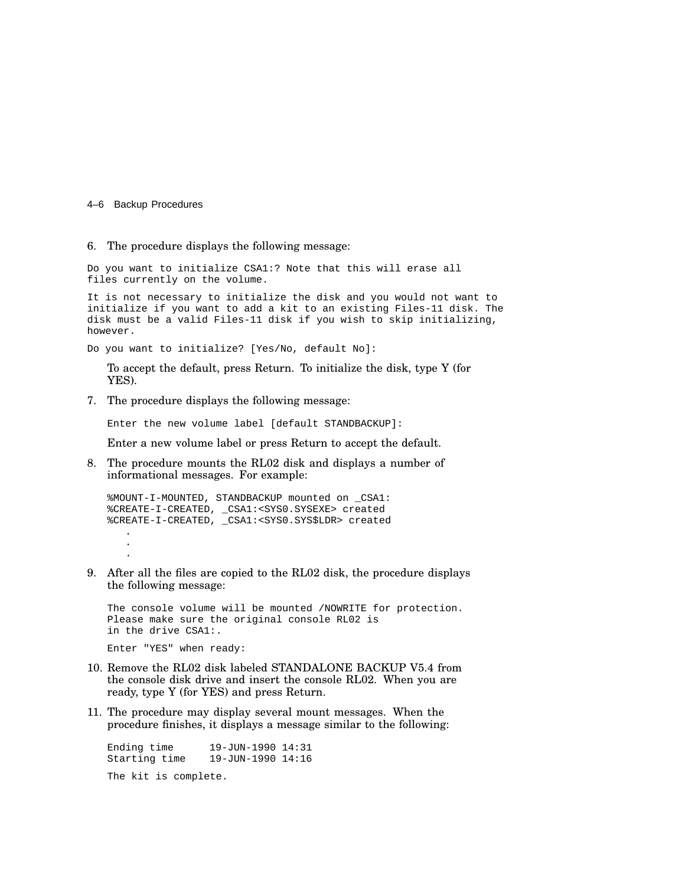6. The procedure displays the following message:

```
Do you want to initialize CSA1:? Note that this will erase all
files currently on the volume.

It is not necessary to initialize the disk and you would not want to
initialize if you want to add a kit to an existing Files-11 disk. The
disk must be a valid Files-11 disk if you wish to skip initializing,
however.

Do you want to initialize? [Yes/No, default No]:
```

   To accept the default, press Return. To initialize the disk, type Y (for YES).

7. The procedure displays the following message:

   ```
   Enter the new volume label [default STANDBACKUP]:
   ```

   Enter a new volume label or press Return to accept the default.

8. The procedure mounts the RL02 disk and displays a number of informational messages. For example:

   ```
   %MOUNT-I-MOUNTED, STANDBACKUP mounted on _CSA1:
   %CREATE-I-CREATED, _CSA1:<SYS0.SYSEXE> created
   %CREATE-I-CREATED, _CSA1:<SYS0.SYS$LDR> created
      .
      .
      .
   ```

9. After all the files are copied to the RL02 disk, the procedure displays the following message:

   ```
   The console volume will be mounted /NOWRITE for protection.
   Please make sure the original console RL02 is
   in the drive CSA1:.

   Enter "YES" when ready:
   ```

10. Remove the RL02 disk labeled STANDALONE BACKUP V5.4 from the console disk drive and insert the console RL02. When you are ready, type Y (for YES) and press Return.

11. The procedure may display several mount messages. When the procedure finishes, it displays a message similar to the following:

    ```
    Ending time      19-JUN-1990 14:31
    Starting time    19-JUN-1990 14:16

    The kit is complete.
    ```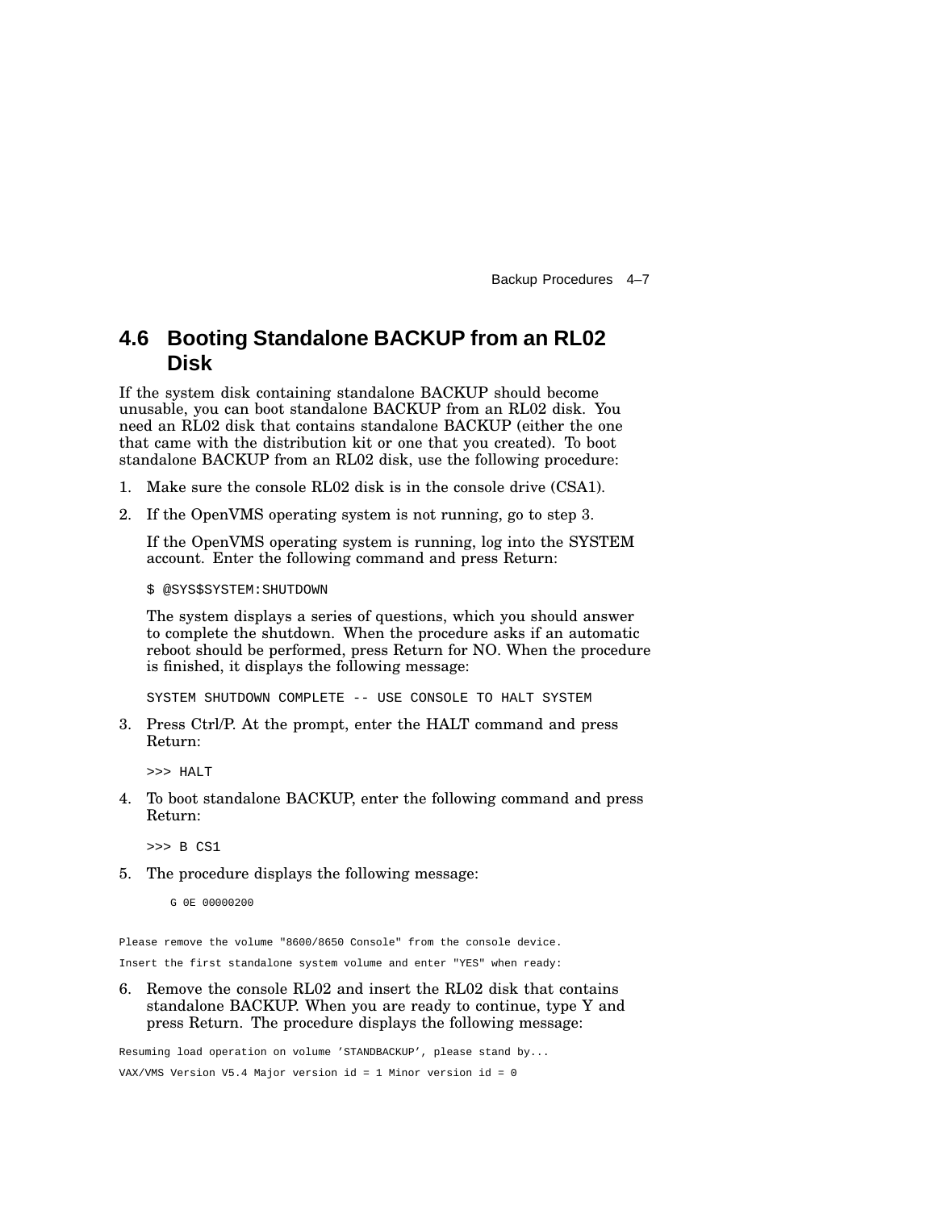## 4.6 Booting Standalone BACKUP from an RL02 Disk

If the system disk containing standalone BACKUP should become unusable, you can boot standalone BACKUP from an RL02 disk. You need an RL02 disk that contains standalone BACKUP (either the one that came with the distribution kit or one that you created). To boot standalone BACKUP from an RL02 disk, use the following procedure:

1. Make sure the console RL02 disk is in the console drive (CSA1).
2. If the OpenVMS operating system is not running, go to step 3.

   If the OpenVMS operating system is running, log into the SYSTEM account. Enter the following command and press Return:

   ```
   $ @SYS$SYSTEM:SHUTDOWN
   ```

   The system displays a series of questions, which you should answer to complete the shutdown. When the procedure asks if an automatic reboot should be performed, press Return for NO. When the procedure is finished, it displays the following message:

   ```
   SYSTEM SHUTDOWN COMPLETE -- USE CONSOLE TO HALT SYSTEM
   ```

3. Press Ctrl/P. At the prompt, enter the HALT command and press Return:

   ```
   >>> HALT
   ```

4. To boot standalone BACKUP, enter the following command and press Return:

   ```
   >>> B CS1
   ```

5. The procedure displays the following message:

```
    G 0E 00000200

Please remove the volume "8600/8650 Console" from the console device.
Insert the first standalone system volume and enter "YES" when ready:
```

6. Remove the console RL02 and insert the RL02 disk that contains standalone BACKUP. When you are ready to continue, type Y and press Return. The procedure displays the following message:

```
Resuming load operation on volume 'STANDBACKUP', please stand by...
VAX/VMS Version V5.4 Major version id = 1 Minor version id = 0
```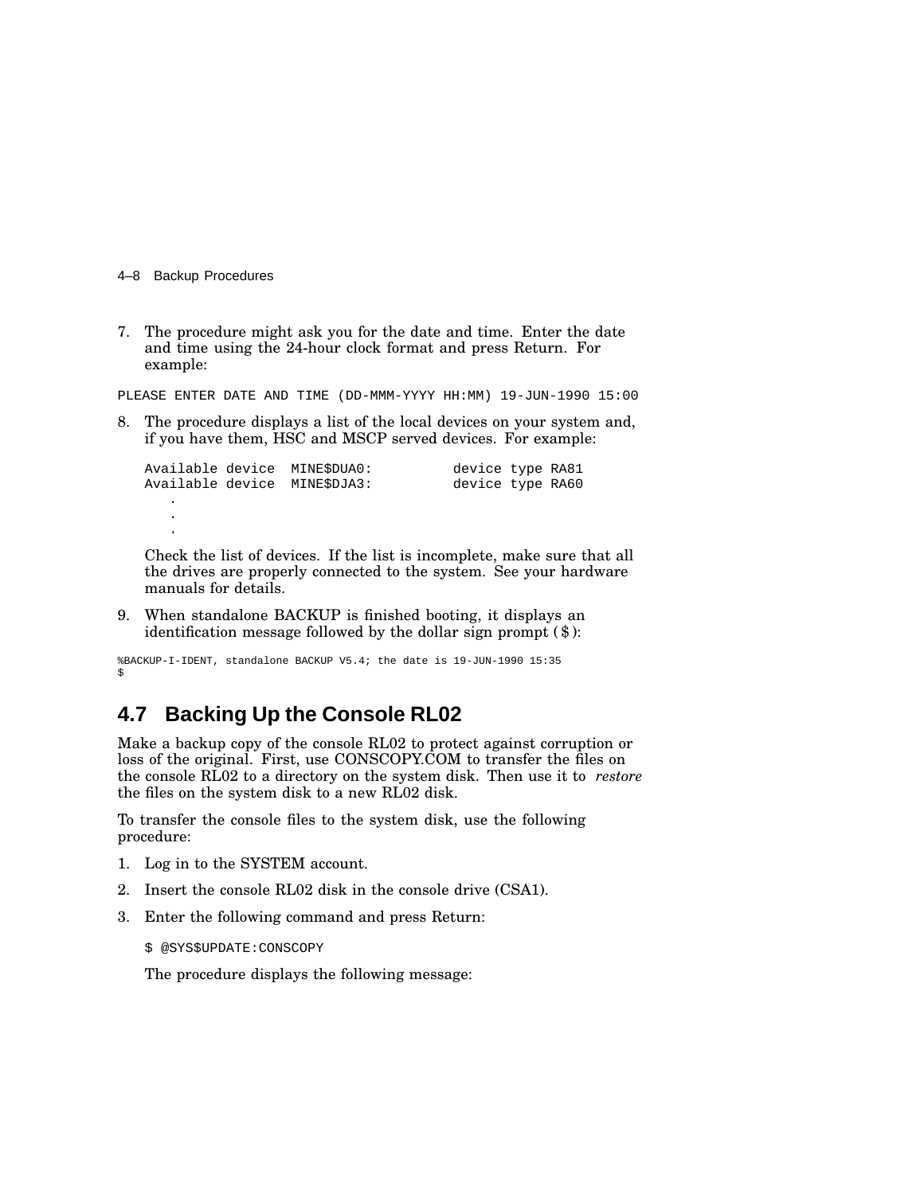7. The procedure might ask you for the date and time. Enter the date and time using the 24-hour clock format and press Return. For example:

```
PLEASE ENTER DATE AND TIME (DD-MMM-YYYY HH:MM) 19-JUN-1990 15:00
```

8. The procedure displays a list of the local devices on your system and, if you have them, HSC and MSCP served devices. For example:

   ```
   Available device  MINE$DUA0:          device type RA81
   Available device  MINE$DJA3:          device type RA60
       .
       .
       .
   ```

   Check the list of devices. If the list is incomplete, make sure that all the drives are properly connected to the system. See your hardware manuals for details.

9. When standalone BACKUP is finished booting, it displays an identification message followed by the dollar sign prompt ( $ ):

```
%BACKUP-I-IDENT, standalone BACKUP V5.4; the date is 19-JUN-1990 15:35
$
```

## 4.7 Backing Up the Console RL02

Make a backup copy of the console RL02 to protect against corruption or loss of the original. First, use CONSCOPY.COM to transfer the files on the console RL02 to a directory on the system disk. Then use it to *restore* the files on the system disk to a new RL02 disk.

To transfer the console files to the system disk, use the following procedure:

1. Log in to the SYSTEM account.
2. Insert the console RL02 disk in the console drive (CSA1).
3. Enter the following command and press Return:

   ```
   $ @SYS$UPDATE:CONSCOPY
   ```

   The procedure displays the following message: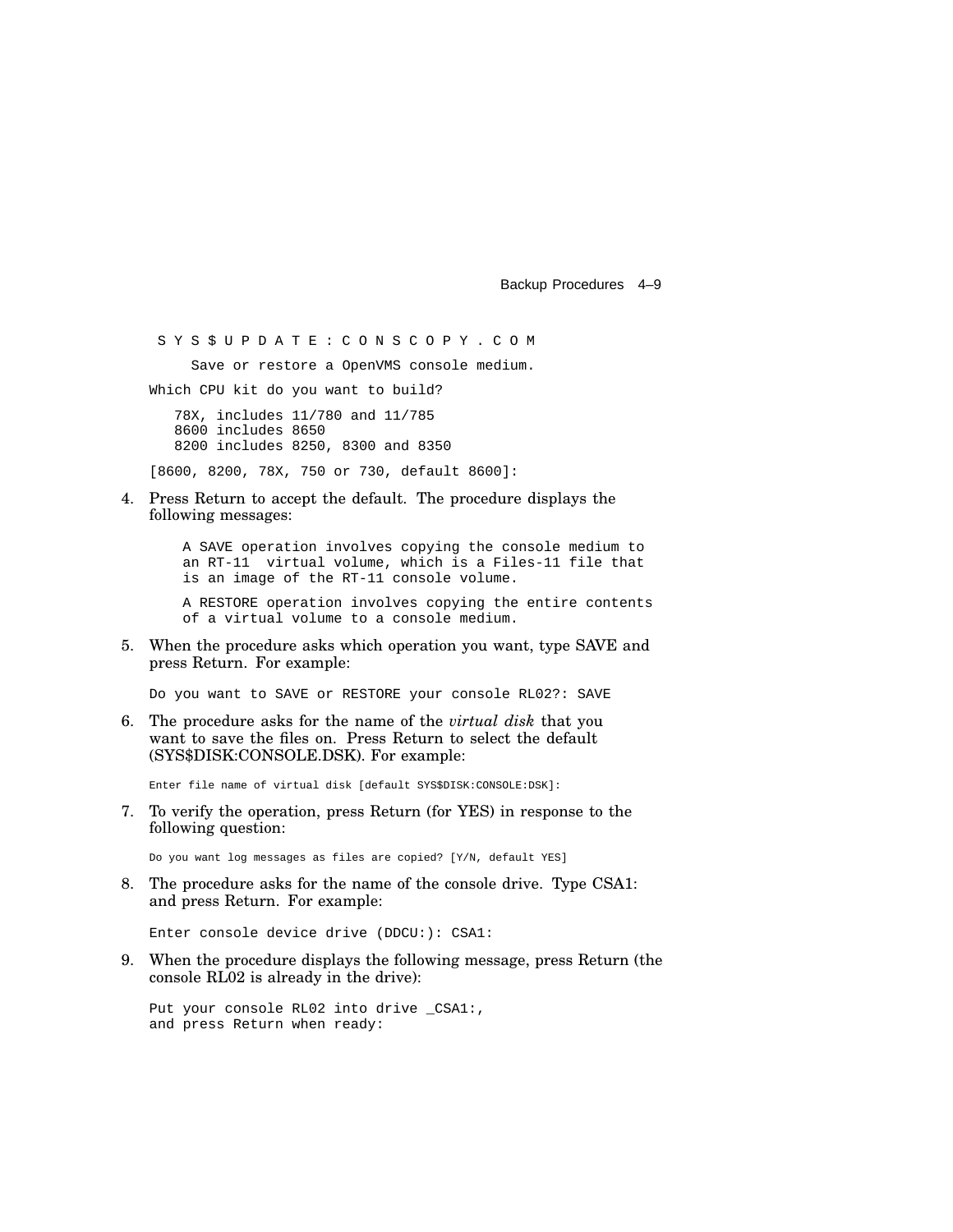```
  S Y S $ U P D A T E : C O N S C O P Y . C O M

     Save or restore a OpenVMS console medium.

Which CPU kit do you want to build?

   78X, includes 11/780 and 11/785
   8600 includes 8650
   8200 includes 8250, 8300 and 8350

[8600, 8200, 78X, 750 or 730, default 8600]:
```

4. Press Return to accept the default. The procedure displays the following messages:

   ```
   A SAVE operation involves copying the console medium to
   an RT-11  virtual volume, which is a Files-11 file that
   is an image of the RT-11 console volume.

   A RESTORE operation involves copying the entire contents
   of a virtual volume to a console medium.
   ```

5. When the procedure asks which operation you want, type SAVE and press Return. For example:

   ```
   Do you want to SAVE or RESTORE your console RL02?: SAVE
   ```

6. The procedure asks for the name of the *virtual disk* that you want to save the files on. Press Return to select the default (SYS$DISK:CONSOLE.DSK). For example:

   ```
   Enter file name of virtual disk [default SYS$DISK:CONSOLE:DSK]:
   ```

7. To verify the operation, press Return (for YES) in response to the following question:

   ```
   Do you want log messages as files are copied? [Y/N, default YES]
   ```

8. The procedure asks for the name of the console drive. Type CSA1: and press Return. For example:

   ```
   Enter console device drive (DDCU:): CSA1:
   ```

9. When the procedure displays the following message, press Return (the console RL02 is already in the drive):

   ```
   Put your console RL02 into drive _CSA1:,
   and press Return when ready:
   ```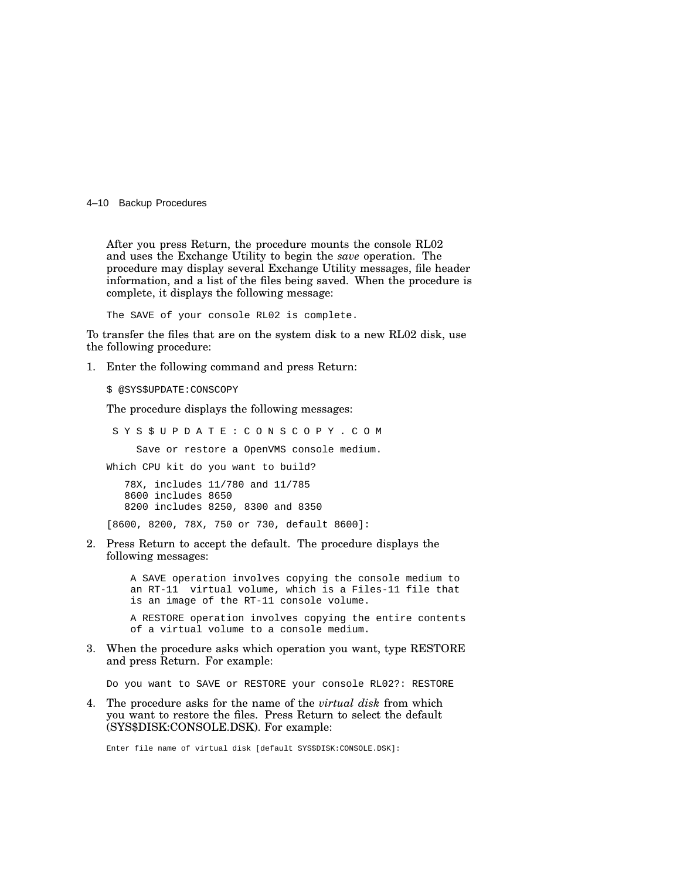After you press Return, the procedure mounts the console RL02 and uses the Exchange Utility to begin the *save* operation. The procedure may display several Exchange Utility messages, file header information, and a list of the files being saved. When the procedure is complete, it displays the following message:

```
The SAVE of your console RL02 is complete.
```

To transfer the files that are on the system disk to a new RL02 disk, use the following procedure:

1. Enter the following command and press Return:

   ```
   $ @SYS$UPDATE:CONSCOPY
   ```

   The procedure displays the following messages:

   ```
    S Y S $ U P D A T E : C O N S C O P Y . C O M

         Save or restore a OpenVMS console medium.

   Which CPU kit do you want to build?

       78X, includes 11/780 and 11/785
       8600 includes 8650
       8200 includes 8250, 8300 and 8350

   [8600, 8200, 78X, 750 or 730, default 8600]:
   ```

2. Press Return to accept the default. The procedure displays the following messages:

   ```
       A SAVE operation involves copying the console medium to
       an RT-11  virtual volume, which is a Files-11 file that
       is an image of the RT-11 console volume.

       A RESTORE operation involves copying the entire contents
       of a virtual volume to a console medium.
   ```

3. When the procedure asks which operation you want, type RESTORE and press Return. For example:

   ```
   Do you want to SAVE or RESTORE your console RL02?: RESTORE
   ```

4. The procedure asks for the name of the *virtual disk* from which you want to restore the files. Press Return to select the default (SYS$DISK:CONSOLE.DSK). For example:

   ```
   Enter file name of virtual disk [default SYS$DISK:CONSOLE.DSK]:
   ```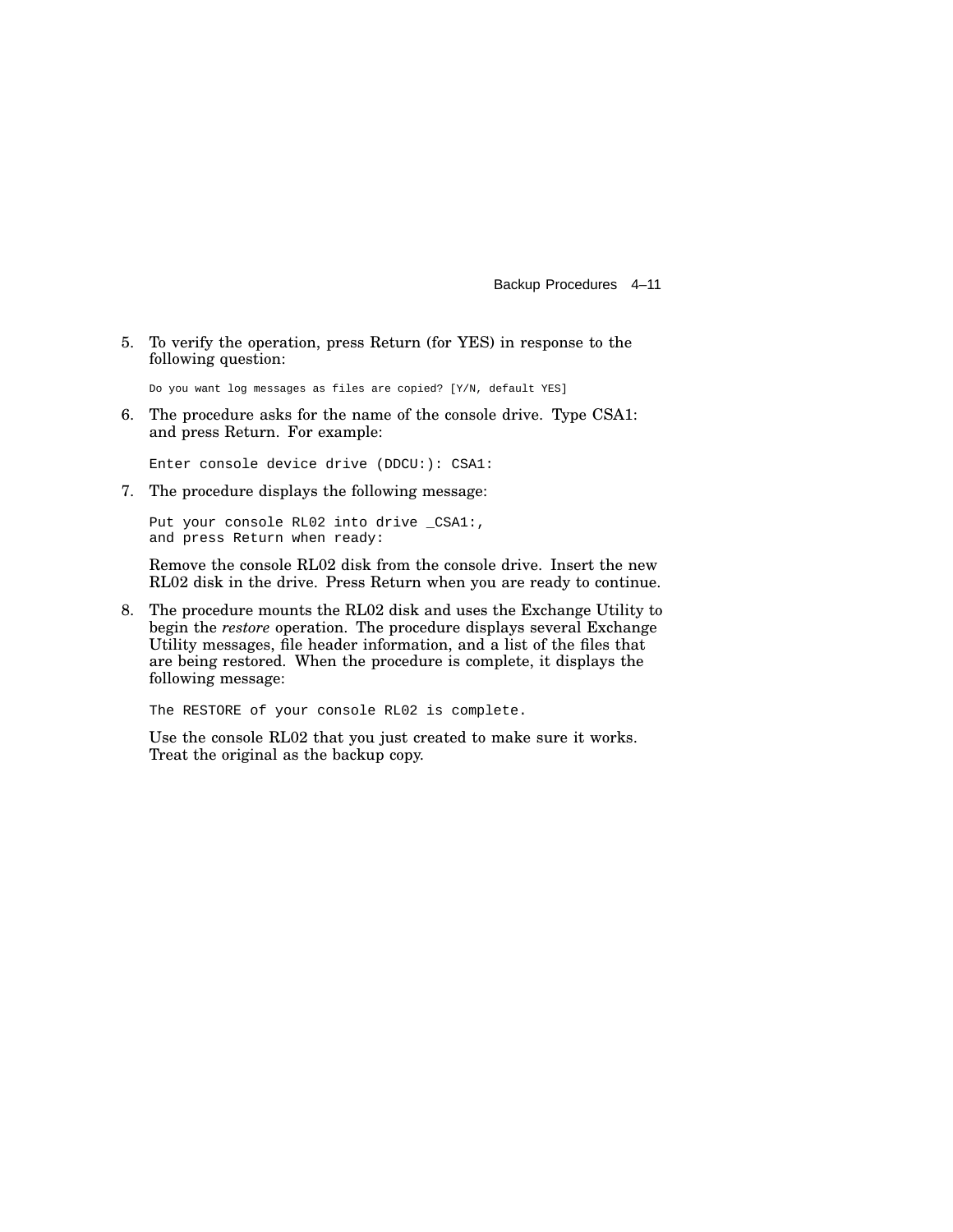5. To verify the operation, press Return (for YES) in response to the following question:

   ```
   Do you want log messages as files are copied? [Y/N, default YES]
   ```

6. The procedure asks for the name of the console drive. Type CSA1: and press Return. For example:

   ```
   Enter console device drive (DDCU:): CSA1:
   ```

7. The procedure displays the following message:

   ```
   Put your console RL02 into drive _CSA1:,
   and press Return when ready:
   ```

   Remove the console RL02 disk from the console drive. Insert the new RL02 disk in the drive. Press Return when you are ready to continue.

8. The procedure mounts the RL02 disk and uses the Exchange Utility to begin the *restore* operation. The procedure displays several Exchange Utility messages, file header information, and a list of the files that are being restored. When the procedure is complete, it displays the following message:

   ```
   The RESTORE of your console RL02 is complete.
   ```

   Use the console RL02 that you just created to make sure it works. Treat the original as the backup copy.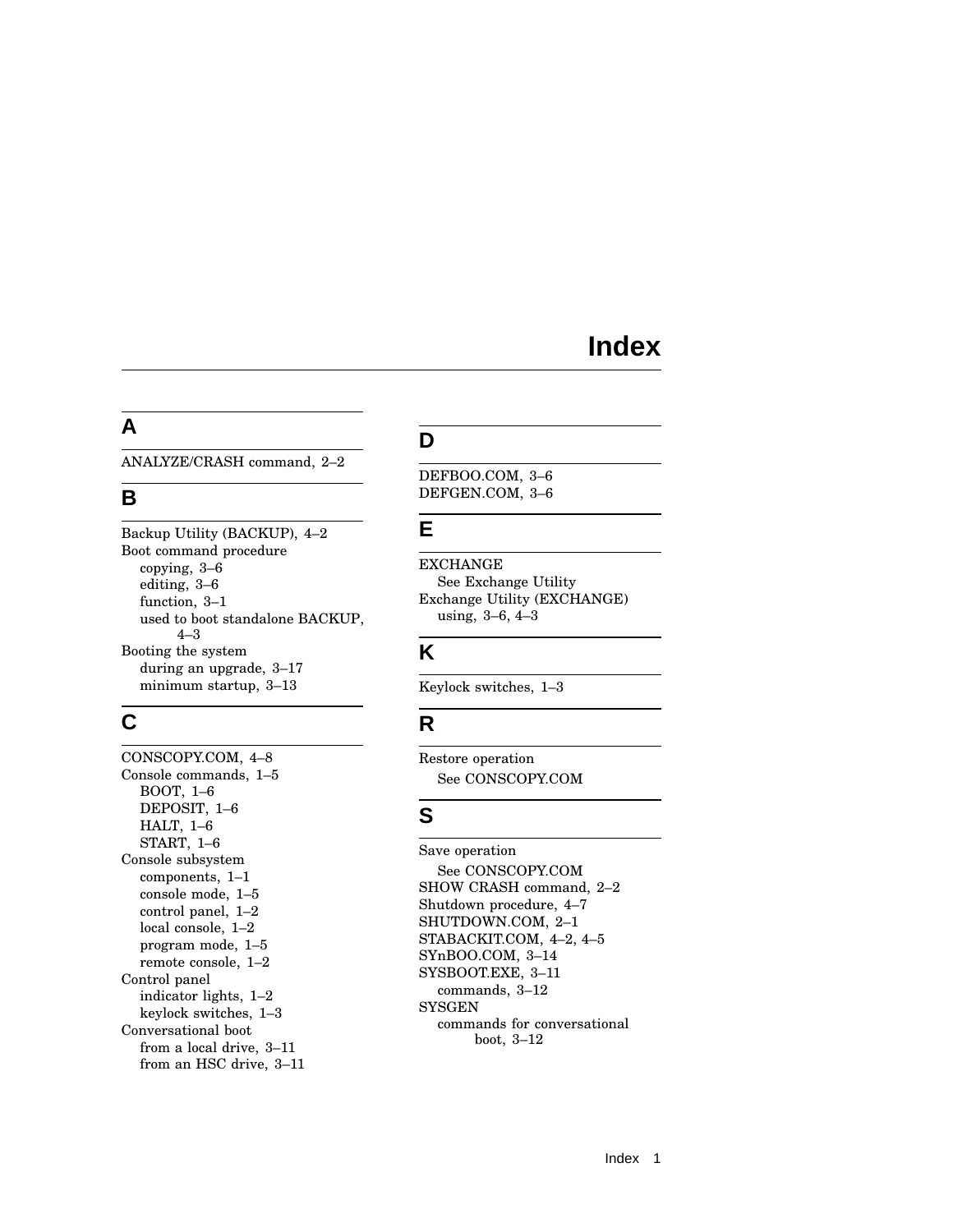# Index

## A

ANALYZE/CRASH command, 2–2

## B

Backup Utility (BACKUP), 4–2
Boot command procedure
- copying, 3–6
- editing, 3–6
- function, 3–1
- used to boot standalone BACKUP, 4–3

Booting the system
- during an upgrade, 3–17
- minimum startup, 3–13

## C

CONSCOPY.COM, 4–8
Console commands, 1–5
- BOOT, 1–6
- DEPOSIT, 1–6
- HALT, 1–6
- START, 1–6

Console subsystem
- components, 1–1
- console mode, 1–5
- control panel, 1–2
- local console, 1–2
- program mode, 1–5
- remote console, 1–2

Control panel
- indicator lights, 1–2
- keylock switches, 1–3

Conversational boot
- from a local drive, 3–11
- from an HSC drive, 3–11

## D

DEFBOO.COM, 3–6
DEFGEN.COM, 3–6

## E

EXCHANGE
- See Exchange Utility

Exchange Utility (EXCHANGE)
- using, 3–6, 4–3

## K

Keylock switches, 1–3

## R

Restore operation
- See CONSCOPY.COM

## S

Save operation
- See CONSCOPY.COM

SHOW CRASH command, 2–2
Shutdown procedure, 4–7
SHUTDOWN.COM, 2–1
STABACKIT.COM, 4–2, 4–5
SYnBOO.COM, 3–14
SYSBOOT.EXE, 3–11
- commands, 3–12

SYSGEN
- commands for conversational boot, 3–12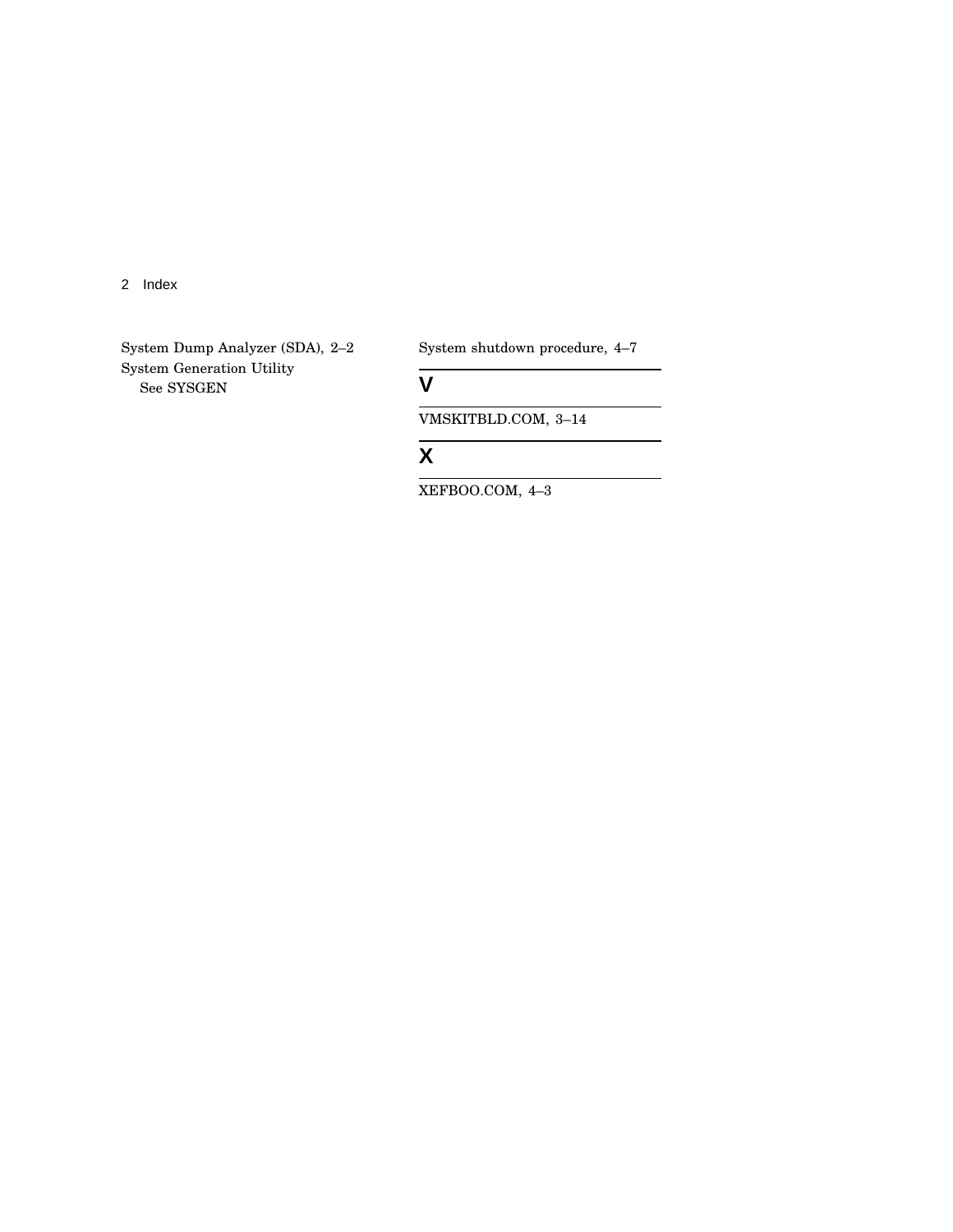System Dump Analyzer (SDA), 2–2
System Generation Utility
  See SYSGEN

System shutdown procedure, 4–7

## V

VMSKITBLD.COM, 3–14

## X

XEFBOO.COM, 4–3